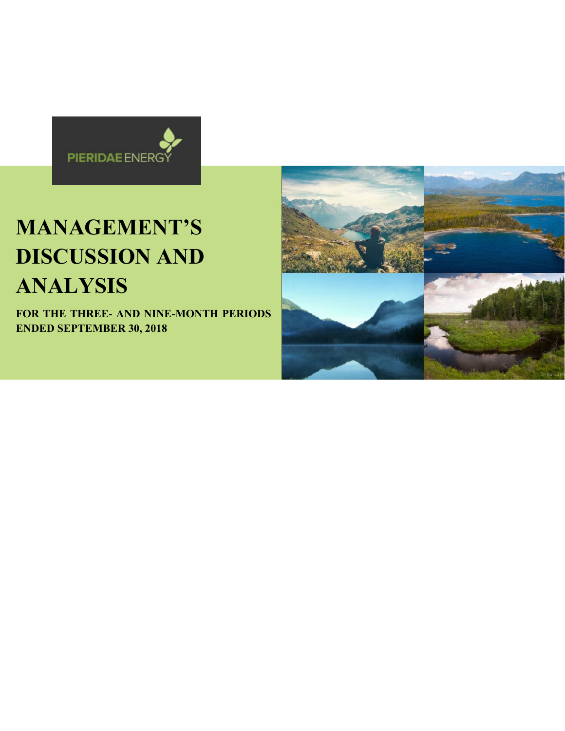PIERIDAE ENERGY

# MANAGEMENT'S DISCUSSION AND ANALYSIS

**FOR THE THREE- AND NINE-MONTH PERIODS ENDED SEPTEMBER 30, 2018**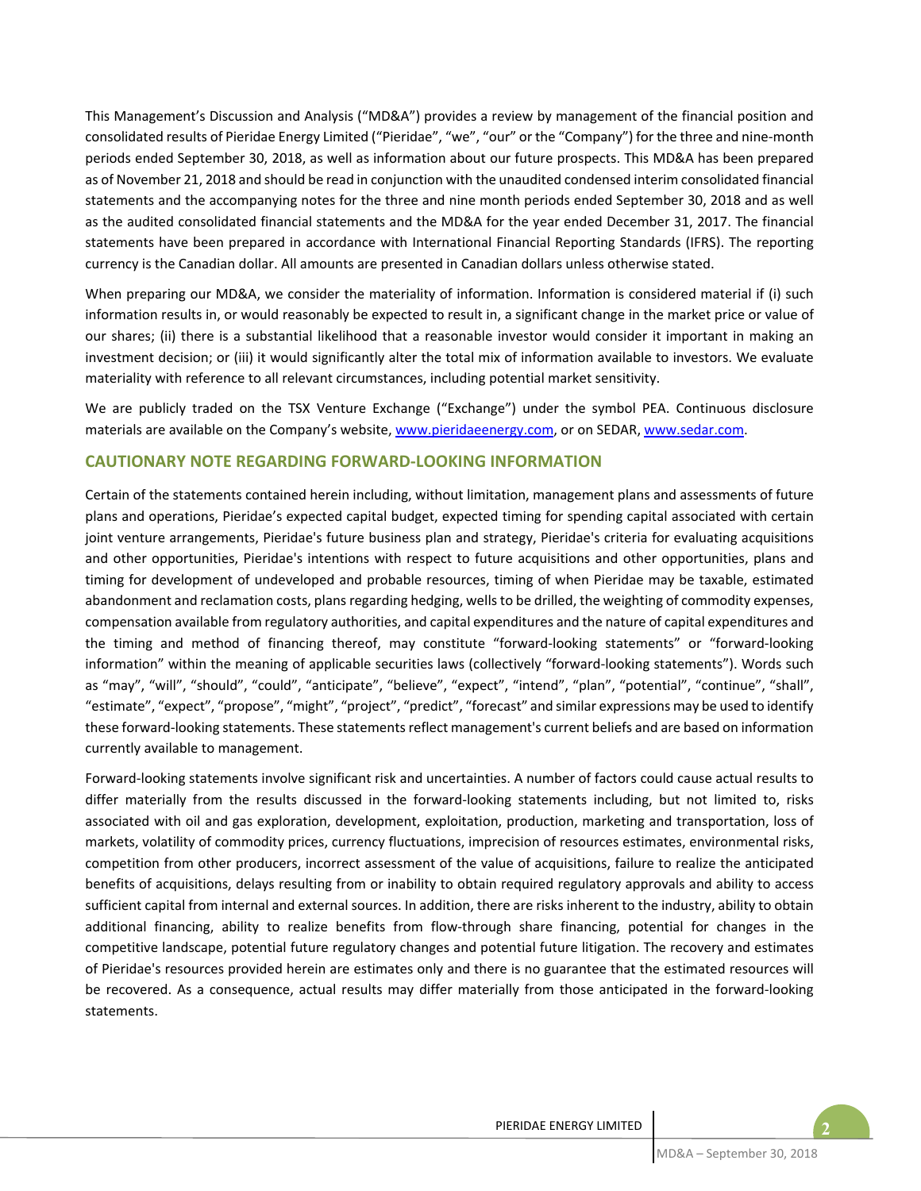This Management's Discussion and Analysis ("MD&A") provides a review by management of the financial position and consolidated results of Pieridae Energy Limited ("Pieridae", "we", "our" or the "Company") for the three and nine-month periods ended September 30, 2018, as well as information about our future prospects. This MD&A has been prepared as of November 21, 2018 and should be read in conjunction with the unaudited condensed interim consolidated financial statements and the accompanying notes for the three and nine month periods ended September 30, 2018 and as well as the audited consolidated financial statements and the MD&A for the year ended December 31, 2017. The financial statements have been prepared in accordance with International Financial Reporting Standards (IFRS). The reporting currency is the Canadian dollar. All amounts are presented in Canadian dollars unless otherwise stated.

When preparing our MD&A, we consider the materiality of information. Information is considered material if (i) such information results in, or would reasonably be expected to result in, a significant change in the market price or value of our shares; (ii) there is a substantial likelihood that a reasonable investor would consider it important in making an investment decision; or (iii) it would significantly alter the total mix of information available to investors. We evaluate materiality with reference to all relevant circumstances, including potential market sensitivity.

We are publicly traded on the TSX Venture Exchange ("Exchange") under the symbol PEA. Continuous disclosure materials are available on the Company's website, [www.pieridaeenergy.com](http://www.pieridaeenergy.com), or on SEDAR, [www.sedar.com](http://www.sedar.com).

## CAUTIONARY NOTE REGARDING FORWARD-LOOKING INFORMATION

Certain of the statements contained herein including, without limitation, management plans and assessments of future plans and operations, Pieridae's expected capital budget, expected timing for spending capital associated with certain joint venture arrangements, Pieridae's future business plan and strategy, Pieridae's criteria for evaluating acquisitions and other opportunities, Pieridae's intentions with respect to future acquisitions and other opportunities, plans and timing for development of undeveloped and probable resources, timing of when Pieridae may be taxable, estimated abandonment and reclamation costs, plans regarding hedging, wells to be drilled, the weighting of commodity expenses, compensation available from regulatory authorities, and capital expenditures and the nature of capital expenditures and the timing and method of financing thereof, may constitute "forward-looking statements" or "forward-looking information" within the meaning of applicable securities laws (collectively "forward-looking statements"). Words such as "may", "will", "should", "could", "anticipate", "believe", "expect", "intend", "plan", "potential", "continue", "shall", "estimate", "expect", "propose", "might", "project", "predict", "forecast" and similar expressions may be used to identify these forward-looking statements. These statements reflect management's current beliefs and are based on information currently available to management.

Forward-looking statements involve significant risk and uncertainties. A number of factors could cause actual results to differ materially from the results discussed in the forward-looking statements including, but not limited to, risks associated with oil and gas exploration, development, exploitation, production, marketing and transportation, loss of markets, volatility of commodity prices, currency fluctuations, imprecision of resources estimates, environmental risks, competition from other producers, incorrect assessment of the value of acquisitions, failure to realize the anticipated benefits of acquisitions, delays resulting from or inability to obtain required regulatory approvals and ability to access sufficient capital from internal and external sources. In addition, there are risks inherent to the industry, ability to obtain additional financing, ability to realize benefits from flow-through share financing, potential for changes in the competitive landscape, potential future regulatory changes and potential future litigation. The recovery and estimates of Pieridae's resources provided herein are estimates only and there is no guarantee that the estimated resources will be recovered. As a consequence, actual results may differ materially from those anticipated in the forward-looking statements.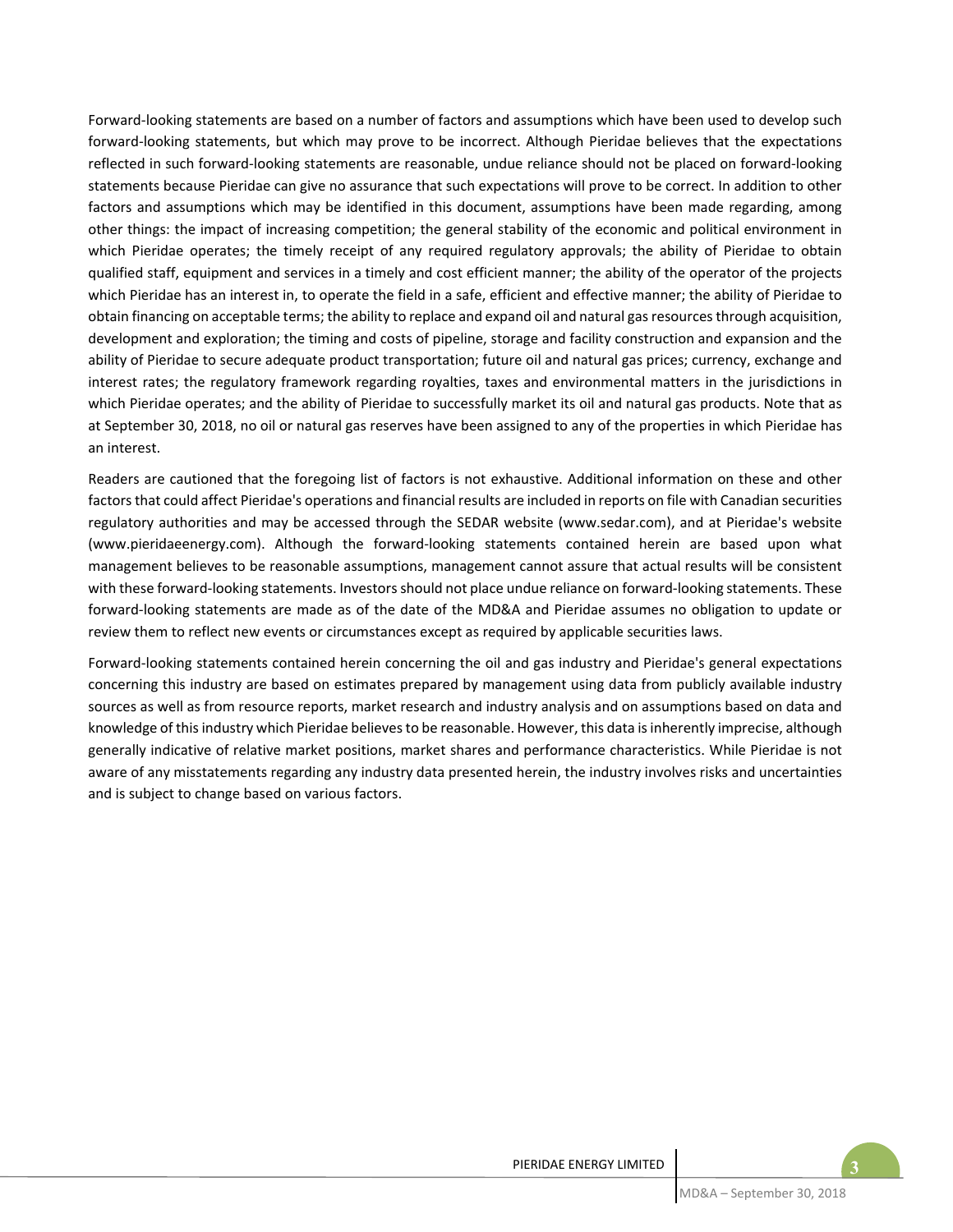Forward-looking statements are based on a number of factors and assumptions which have been used to develop such forward-looking statements, but which may prove to be incorrect. Although Pieridae believes that the expectations reflected in such forward-looking statements are reasonable, undue reliance should not be placed on forward-looking statements because Pieridae can give no assurance that such expectations will prove to be correct. In addition to other factors and assumptions which may be identified in this document, assumptions have been made regarding, among other things: the impact of increasing competition; the general stability of the economic and political environment in which Pieridae operates; the timely receipt of any required regulatory approvals; the ability of Pieridae to obtain qualified staff, equipment and services in a timely and cost efficient manner; the ability of the operator of the projects which Pieridae has an interest in, to operate the field in a safe, efficient and effective manner; the ability of Pieridae to obtain financing on acceptable terms; the ability to replace and expand oil and natural gas resources through acquisition, development and exploration; the timing and costs of pipeline, storage and facility construction and expansion and the ability of Pieridae to secure adequate product transportation; future oil and natural gas prices; currency, exchange and interest rates; the regulatory framework regarding royalties, taxes and environmental matters in the jurisdictions in which Pieridae operates; and the ability of Pieridae to successfully market its oil and natural gas products. Note that as at September 30, 2018, no oil or natural gas reserves have been assigned to any of the properties in which Pieridae has an interest.

Readers are cautioned that the foregoing list of factors is not exhaustive. Additional information on these and other factors that could affect Pieridae's operations and financial results are included in reports on file with Canadian securities regulatory authorities and may be accessed through the SEDAR website (www.sedar.com), and at Pieridae's website (www.pieridaeenergy.com). Although the forward-looking statements contained herein are based upon what management believes to be reasonable assumptions, management cannot assure that actual results will be consistent with these forward-looking statements. Investors should not place undue reliance on forward-looking statements. These forward-looking statements are made as of the date of the MD&A and Pieridae assumes no obligation to update or review them to reflect new events or circumstances except as required by applicable securities laws.

Forward-looking statements contained herein concerning the oil and gas industry and Pieridae's general expectations concerning this industry are based on estimates prepared by management using data from publicly available industry sources as well as from resource reports, market research and industry analysis and on assumptions based on data and knowledge of this industry which Pieridae believes to be reasonable. However, this data is inherently imprecise, although generally indicative of relative market positions, market shares and performance characteristics. While Pieridae is not aware of any misstatements regarding any industry data presented herein, the industry involves risks and uncertainties and is subject to change based on various factors.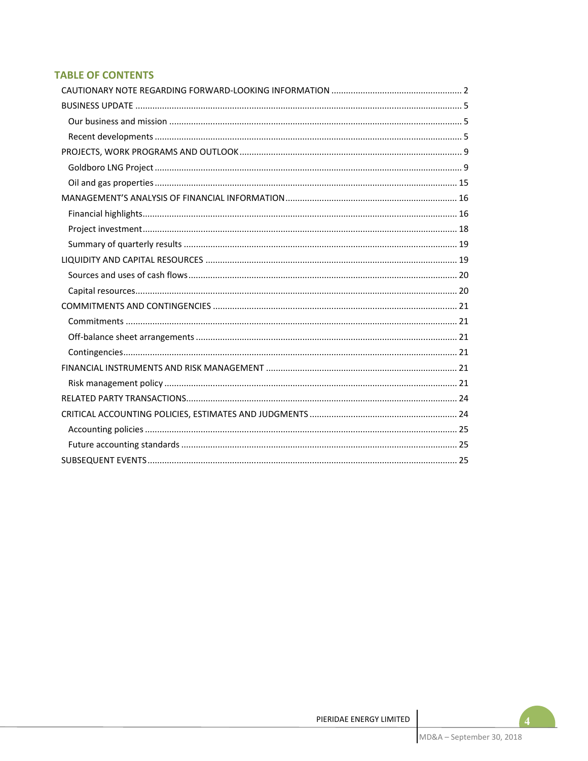## TABLE OF CONTENTS

CAUTIONARY NOTE REGARDING FORWARD-LOOKING INFORMATION ........ 2

BUSINESS UPDATE ........ 5

- Our business and mission ........ 5
- Recent developments ........ 5

PROJECTS, WORK PROGRAMS AND OUTLOOK ........ 9

- Goldboro LNG Project ........ 9
- Oil and gas properties ........ 15

MANAGEMENT'S ANALYSIS OF FINANCIAL INFORMATION ........ 16

- Financial highlights ........ 16
- Project investment ........ 18
- Summary of quarterly results ........ 19

LIQUIDITY AND CAPITAL RESOURCES ........ 19

- Sources and uses of cash flows ........ 20
- Capital resources ........ 20

COMMITMENTS AND CONTINGENCIES ........ 21

- Commitments ........ 21
- Off-balance sheet arrangements ........ 21
- Contingencies ........ 21

FINANCIAL INSTRUMENTS AND RISK MANAGEMENT ........ 21

- Risk management policy ........ 21

RELATED PARTY TRANSACTIONS ........ 24

CRITICAL ACCOUNTING POLICIES, ESTIMATES AND JUDGMENTS ........ 24

- Accounting policies ........ 25
- Future accounting standards ........ 25

SUBSEQUENT EVENTS ........ 25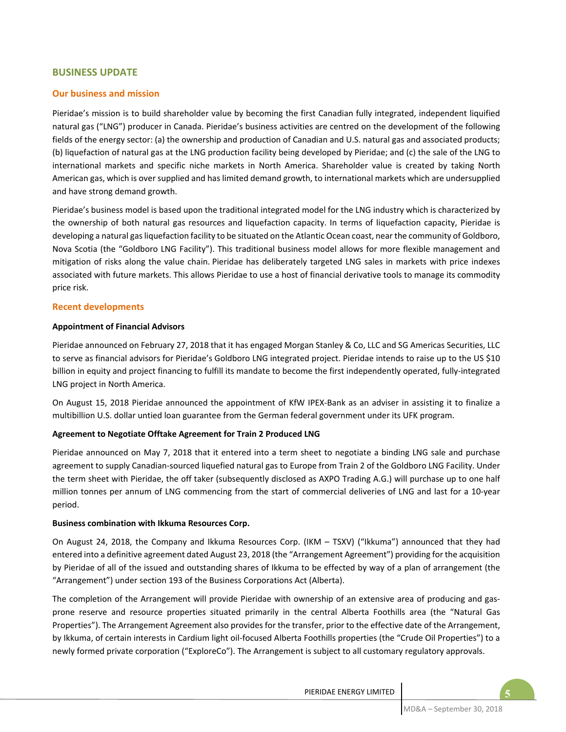## BUSINESS UPDATE

### Our business and mission

Pieridae's mission is to build shareholder value by becoming the first Canadian fully integrated, independent liquified natural gas ("LNG") producer in Canada. Pieridae's business activities are centred on the development of the following fields of the energy sector: (a) the ownership and production of Canadian and U.S. natural gas and associated products; (b) liquefaction of natural gas at the LNG production facility being developed by Pieridae; and (c) the sale of the LNG to international markets and specific niche markets in North America. Shareholder value is created by taking North American gas, which is over supplied and has limited demand growth, to international markets which are undersupplied and have strong demand growth.

Pieridae's business model is based upon the traditional integrated model for the LNG industry which is characterized by the ownership of both natural gas resources and liquefaction capacity. In terms of liquefaction capacity, Pieridae is developing a natural gas liquefaction facility to be situated on the Atlantic Ocean coast, near the community of Goldboro, Nova Scotia (the "Goldboro LNG Facility"). This traditional business model allows for more flexible management and mitigation of risks along the value chain. Pieridae has deliberately targeted LNG sales in markets with price indexes associated with future markets. This allows Pieridae to use a host of financial derivative tools to manage its commodity price risk.

### Recent developments

**Appointment of Financial Advisors**

Pieridae announced on February 27, 2018 that it has engaged Morgan Stanley & Co, LLC and SG Americas Securities, LLC to serve as financial advisors for Pieridae's Goldboro LNG integrated project. Pieridae intends to raise up to the US $10 billion in equity and project financing to fulfill its mandate to become the first independently operated, fully-integrated LNG project in North America.

On August 15, 2018 Pieridae announced the appointment of KfW IPEX-Bank as an adviser in assisting it to finalize a multibillion U.S. dollar untied loan guarantee from the German federal government under its UFK program.

**Agreement to Negotiate Offtake Agreement for Train 2 Produced LNG**

Pieridae announced on May 7, 2018 that it entered into a term sheet to negotiate a binding LNG sale and purchase agreement to supply Canadian-sourced liquefied natural gas to Europe from Train 2 of the Goldboro LNG Facility. Under the term sheet with Pieridae, the off taker (subsequently disclosed as AXPO Trading A.G.) will purchase up to one half million tonnes per annum of LNG commencing from the start of commercial deliveries of LNG and last for a 10-year period.

**Business combination with Ikkuma Resources Corp.**

On August 24, 2018, the Company and Ikkuma Resources Corp. (IKM – TSXV) ("Ikkuma") announced that they had entered into a definitive agreement dated August 23, 2018 (the "Arrangement Agreement") providing for the acquisition by Pieridae of all of the issued and outstanding shares of Ikkuma to be effected by way of a plan of arrangement (the "Arrangement") under section 193 of the Business Corporations Act (Alberta).

The completion of the Arrangement will provide Pieridae with ownership of an extensive area of producing and gas-prone reserve and resource properties situated primarily in the central Alberta Foothills area (the "Natural Gas Properties"). The Arrangement Agreement also provides for the transfer, prior to the effective date of the Arrangement, by Ikkuma, of certain interests in Cardium light oil-focused Alberta Foothills properties (the "Crude Oil Properties") to a newly formed private corporation ("ExploreCo"). The Arrangement is subject to all customary regulatory approvals.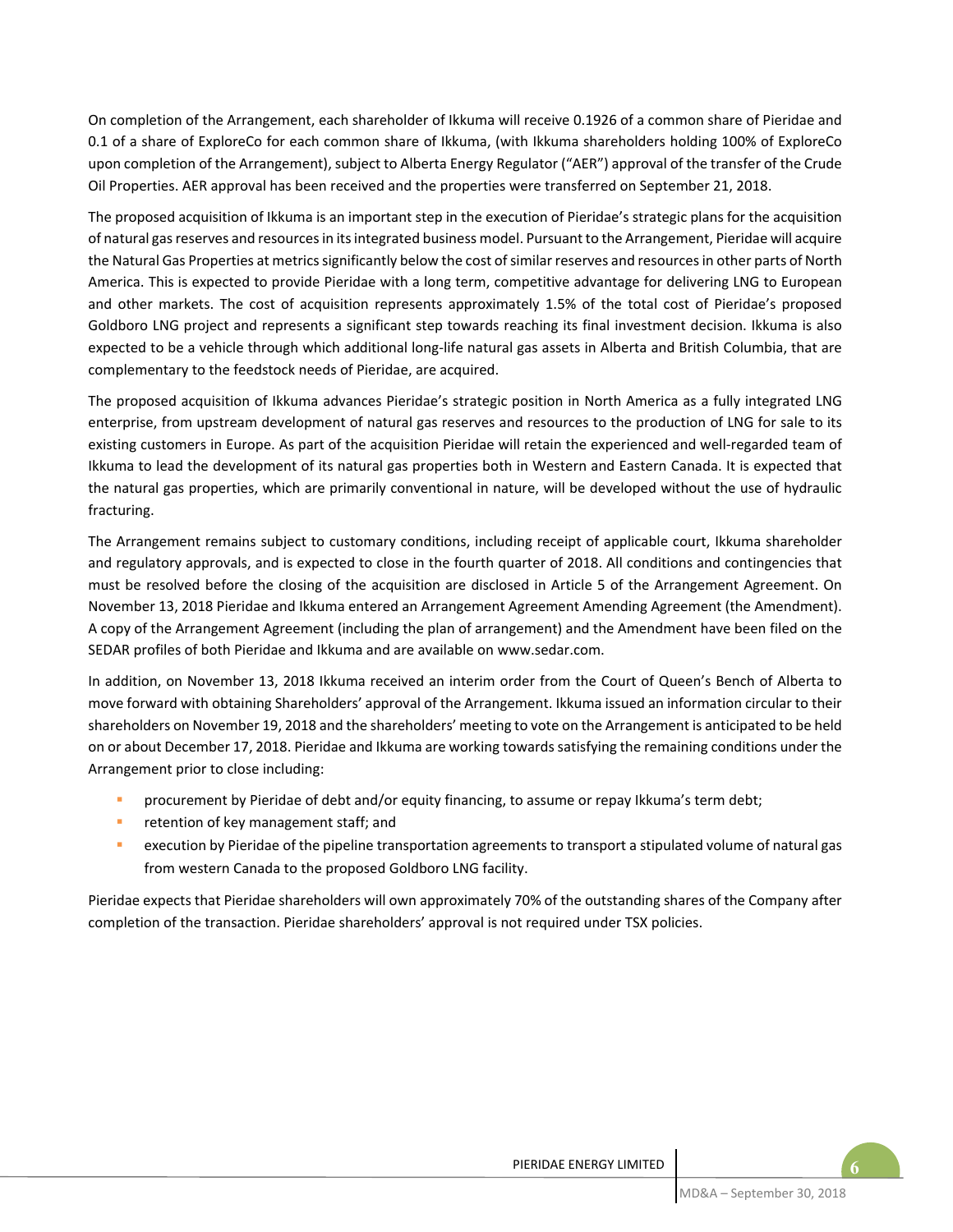On completion of the Arrangement, each shareholder of Ikkuma will receive 0.1926 of a common share of Pieridae and 0.1 of a share of ExploreCo for each common share of Ikkuma, (with Ikkuma shareholders holding 100% of ExploreCo upon completion of the Arrangement), subject to Alberta Energy Regulator ("AER") approval of the transfer of the Crude Oil Properties. AER approval has been received and the properties were transferred on September 21, 2018.

The proposed acquisition of Ikkuma is an important step in the execution of Pieridae's strategic plans for the acquisition of natural gas reserves and resources in its integrated business model. Pursuant to the Arrangement, Pieridae will acquire the Natural Gas Properties at metrics significantly below the cost of similar reserves and resources in other parts of North America. This is expected to provide Pieridae with a long term, competitive advantage for delivering LNG to European and other markets. The cost of acquisition represents approximately 1.5% of the total cost of Pieridae's proposed Goldboro LNG project and represents a significant step towards reaching its final investment decision. Ikkuma is also expected to be a vehicle through which additional long-life natural gas assets in Alberta and British Columbia, that are complementary to the feedstock needs of Pieridae, are acquired.

The proposed acquisition of Ikkuma advances Pieridae's strategic position in North America as a fully integrated LNG enterprise, from upstream development of natural gas reserves and resources to the production of LNG for sale to its existing customers in Europe. As part of the acquisition Pieridae will retain the experienced and well-regarded team of Ikkuma to lead the development of its natural gas properties both in Western and Eastern Canada. It is expected that the natural gas properties, which are primarily conventional in nature, will be developed without the use of hydraulic fracturing.

The Arrangement remains subject to customary conditions, including receipt of applicable court, Ikkuma shareholder and regulatory approvals, and is expected to close in the fourth quarter of 2018. All conditions and contingencies that must be resolved before the closing of the acquisition are disclosed in Article 5 of the Arrangement Agreement. On November 13, 2018 Pieridae and Ikkuma entered an Arrangement Agreement Amending Agreement (the Amendment). A copy of the Arrangement Agreement (including the plan of arrangement) and the Amendment have been filed on the SEDAR profiles of both Pieridae and Ikkuma and are available on www.sedar.com.

In addition, on November 13, 2018 Ikkuma received an interim order from the Court of Queen's Bench of Alberta to move forward with obtaining Shareholders' approval of the Arrangement. Ikkuma issued an information circular to their shareholders on November 19, 2018 and the shareholders' meeting to vote on the Arrangement is anticipated to be held on or about December 17, 2018. Pieridae and Ikkuma are working towards satisfying the remaining conditions under the Arrangement prior to close including:

- procurement by Pieridae of debt and/or equity financing, to assume or repay Ikkuma's term debt;
- retention of key management staff; and
- execution by Pieridae of the pipeline transportation agreements to transport a stipulated volume of natural gas from western Canada to the proposed Goldboro LNG facility.

Pieridae expects that Pieridae shareholders will own approximately 70% of the outstanding shares of the Company after completion of the transaction. Pieridae shareholders' approval is not required under TSX policies.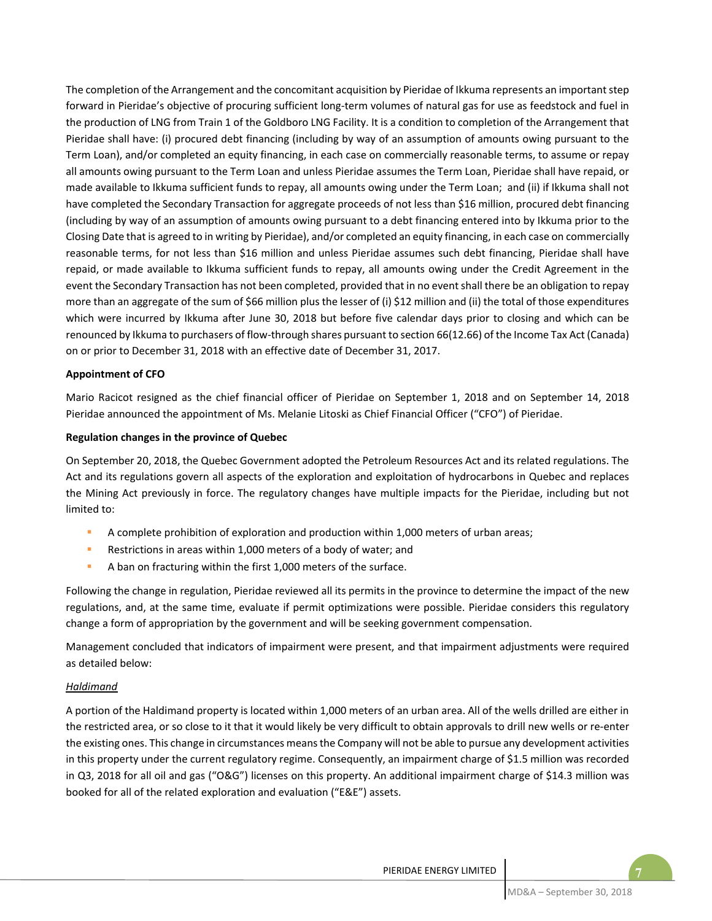The completion of the Arrangement and the concomitant acquisition by Pieridae of Ikkuma represents an important step forward in Pieridae's objective of procuring sufficient long-term volumes of natural gas for use as feedstock and fuel in the production of LNG from Train 1 of the Goldboro LNG Facility. It is a condition to completion of the Arrangement that Pieridae shall have: (i) procured debt financing (including by way of an assumption of amounts owing pursuant to the Term Loan), and/or completed an equity financing, in each case on commercially reasonable terms, to assume or repay all amounts owing pursuant to the Term Loan and unless Pieridae assumes the Term Loan, Pieridae shall have repaid, or made available to Ikkuma sufficient funds to repay, all amounts owing under the Term Loan; and (ii) if Ikkuma shall not have completed the Secondary Transaction for aggregate proceeds of not less than $16 million, procured debt financing (including by way of an assumption of amounts owing pursuant to a debt financing entered into by Ikkuma prior to the Closing Date that is agreed to in writing by Pieridae), and/or completed an equity financing, in each case on commercially reasonable terms, for not less than $16 million and unless Pieridae assumes such debt financing, Pieridae shall have repaid, or made available to Ikkuma sufficient funds to repay, all amounts owing under the Credit Agreement in the event the Secondary Transaction has not been completed, provided that in no event shall there be an obligation to repay more than an aggregate of the sum of $66 million plus the lesser of (i) $12 million and (ii) the total of those expenditures which were incurred by Ikkuma after June 30, 2018 but before five calendar days prior to closing and which can be renounced by Ikkuma to purchasers of flow-through shares pursuant to section 66(12.66) of the Income Tax Act (Canada) on or prior to December 31, 2018 with an effective date of December 31, 2017.

**Appointment of CFO**

Mario Racicot resigned as the chief financial officer of Pieridae on September 1, 2018 and on September 14, 2018 Pieridae announced the appointment of Ms. Melanie Litoski as Chief Financial Officer ("CFO") of Pieridae.

**Regulation changes in the province of Quebec**

On September 20, 2018, the Quebec Government adopted the Petroleum Resources Act and its related regulations. The Act and its regulations govern all aspects of the exploration and exploitation of hydrocarbons in Quebec and replaces the Mining Act previously in force. The regulatory changes have multiple impacts for the Pieridae, including but not limited to:

- A complete prohibition of exploration and production within 1,000 meters of urban areas;
- Restrictions in areas within 1,000 meters of a body of water; and
- A ban on fracturing within the first 1,000 meters of the surface.

Following the change in regulation, Pieridae reviewed all its permits in the province to determine the impact of the new regulations, and, at the same time, evaluate if permit optimizations were possible. Pieridae considers this regulatory change a form of appropriation by the government and will be seeking government compensation.

Management concluded that indicators of impairment were present, and that impairment adjustments were required as detailed below:

*Haldimand*

A portion of the Haldimand property is located within 1,000 meters of an urban area. All of the wells drilled are either in the restricted area, or so close to it that it would likely be very difficult to obtain approvals to drill new wells or re-enter the existing ones. This change in circumstances means the Company will not be able to pursue any development activities in this property under the current regulatory regime. Consequently, an impairment charge of $1.5 million was recorded in Q3, 2018 for all oil and gas ("O&G") licenses on this property. An additional impairment charge of $14.3 million was booked for all of the related exploration and evaluation ("E&E") assets.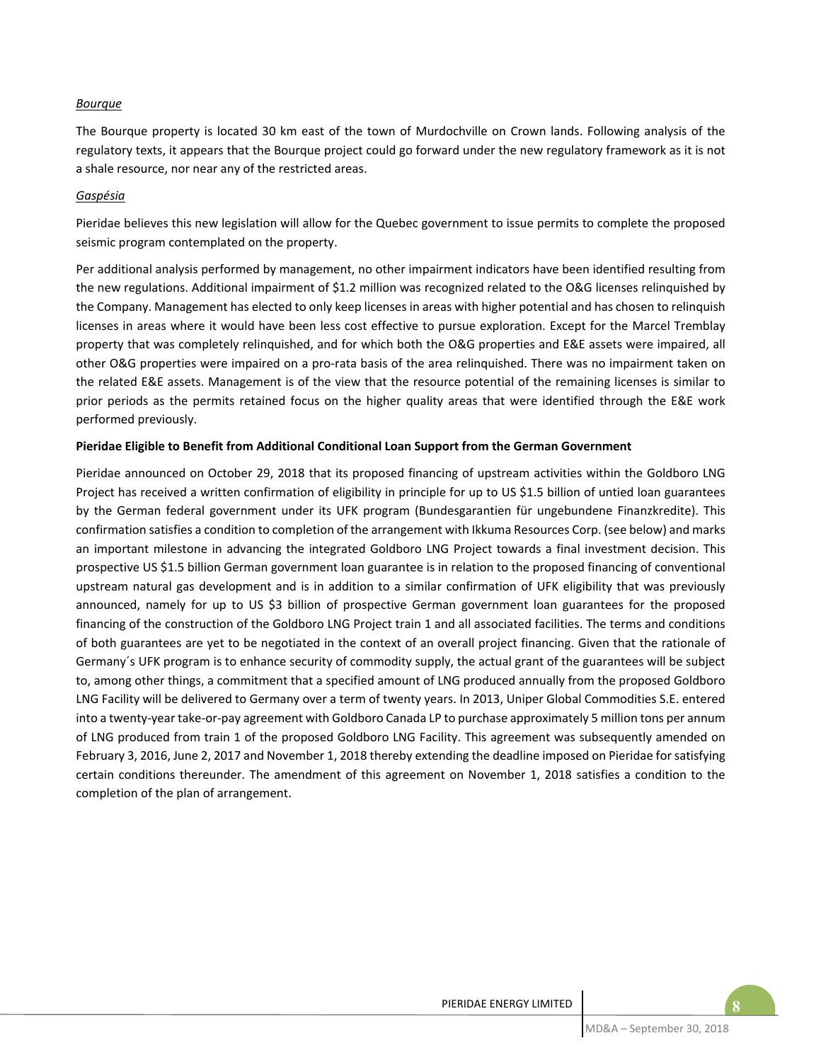*Bourque*

The Bourque property is located 30 km east of the town of Murdochville on Crown lands. Following analysis of the regulatory texts, it appears that the Bourque project could go forward under the new regulatory framework as it is not a shale resource, nor near any of the restricted areas.

*Gaspésia*

Pieridae believes this new legislation will allow for the Quebec government to issue permits to complete the proposed seismic program contemplated on the property.

Per additional analysis performed by management, no other impairment indicators have been identified resulting from the new regulations. Additional impairment of $1.2 million was recognized related to the O&G licenses relinquished by the Company. Management has elected to only keep licenses in areas with higher potential and has chosen to relinquish licenses in areas where it would have been less cost effective to pursue exploration. Except for the Marcel Tremblay property that was completely relinquished, and for which both the O&G properties and E&E assets were impaired, all other O&G properties were impaired on a pro-rata basis of the area relinquished. There was no impairment taken on the related E&E assets. Management is of the view that the resource potential of the remaining licenses is similar to prior periods as the permits retained focus on the higher quality areas that were identified through the E&E work performed previously.

**Pieridae Eligible to Benefit from Additional Conditional Loan Support from the German Government**

Pieridae announced on October 29, 2018 that its proposed financing of upstream activities within the Goldboro LNG Project has received a written confirmation of eligibility in principle for up to US $1.5 billion of untied loan guarantees by the German federal government under its UFK program (Bundesgarantien für ungebundene Finanzkredite). This confirmation satisfies a condition to completion of the arrangement with Ikkuma Resources Corp. (see below) and marks an important milestone in advancing the integrated Goldboro LNG Project towards a final investment decision. This prospective US $1.5 billion German government loan guarantee is in relation to the proposed financing of conventional upstream natural gas development and is in addition to a similar confirmation of UFK eligibility that was previously announced, namely for up to US $3 billion of prospective German government loan guarantees for the proposed financing of the construction of the Goldboro LNG Project train 1 and all associated facilities. The terms and conditions of both guarantees are yet to be negotiated in the context of an overall project financing. Given that the rationale of Germany´s UFK program is to enhance security of commodity supply, the actual grant of the guarantees will be subject to, among other things, a commitment that a specified amount of LNG produced annually from the proposed Goldboro LNG Facility will be delivered to Germany over a term of twenty years. In 2013, Uniper Global Commodities S.E. entered into a twenty-year take-or-pay agreement with Goldboro Canada LP to purchase approximately 5 million tons per annum of LNG produced from train 1 of the proposed Goldboro LNG Facility. This agreement was subsequently amended on February 3, 2016, June 2, 2017 and November 1, 2018 thereby extending the deadline imposed on Pieridae for satisfying certain conditions thereunder. The amendment of this agreement on November 1, 2018 satisfies a condition to the completion of the plan of arrangement.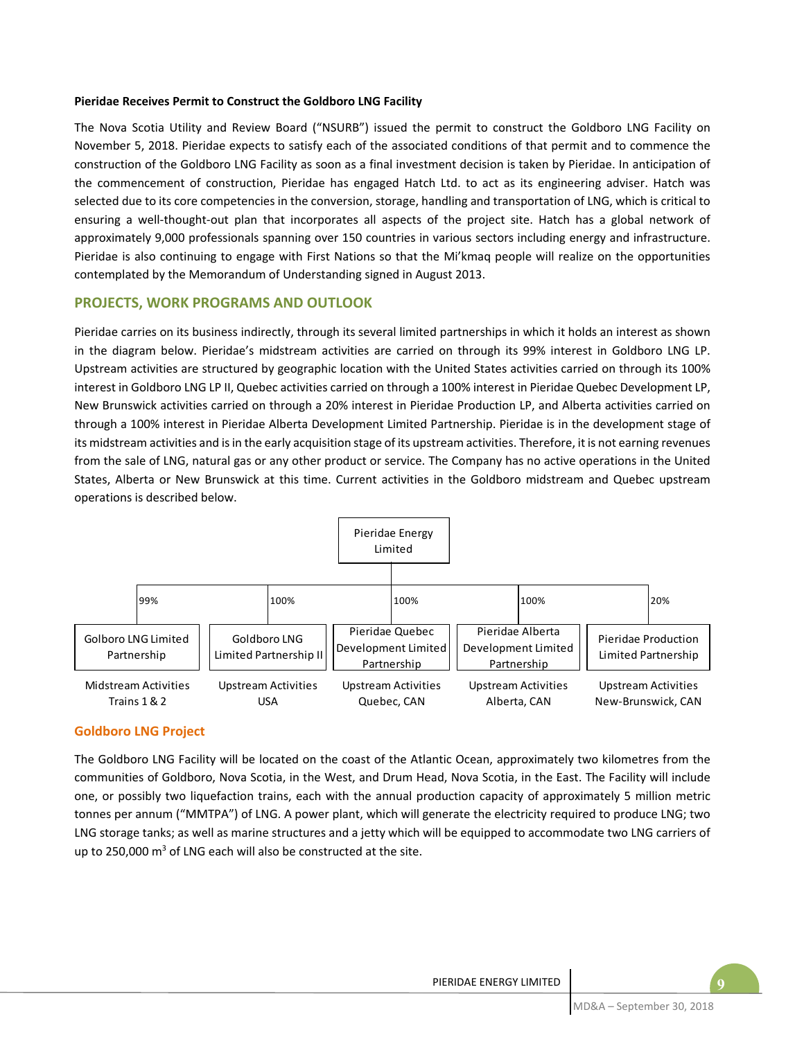**Pieridae Receives Permit to Construct the Goldboro LNG Facility**

The Nova Scotia Utility and Review Board ("NSURB") issued the permit to construct the Goldboro LNG Facility on November 5, 2018. Pieridae expects to satisfy each of the associated conditions of that permit and to commence the construction of the Goldboro LNG Facility as soon as a final investment decision is taken by Pieridae. In anticipation of the commencement of construction, Pieridae has engaged Hatch Ltd. to act as its engineering adviser. Hatch was selected due to its core competencies in the conversion, storage, handling and transportation of LNG, which is critical to ensuring a well-thought-out plan that incorporates all aspects of the project site. Hatch has a global network of approximately 9,000 professionals spanning over 150 countries in various sectors including energy and infrastructure. Pieridae is also continuing to engage with First Nations so that the Mi'kmaq people will realize on the opportunities contemplated by the Memorandum of Understanding signed in August 2013.

## PROJECTS, WORK PROGRAMS AND OUTLOOK

Pieridae carries on its business indirectly, through its several limited partnerships in which it holds an interest as shown in the diagram below. Pieridae's midstream activities are carried on through its 99% interest in Goldboro LNG LP. Upstream activities are structured by geographic location with the United States activities carried on through its 100% interest in Goldboro LNG LP II, Quebec activities carried on through a 100% interest in Pieridae Quebec Development LP, New Brunswick activities carried on through a 20% interest in Pieridae Production LP, and Alberta activities carried on through a 100% interest in Pieridae Alberta Development Limited Partnership. Pieridae is in the development stage of its midstream activities and is in the early acquisition stage of its upstream activities. Therefore, it is not earning revenues from the sale of LNG, natural gas or any other product or service. The Company has no active operations in the United States, Alberta or New Brunswick at this time. Current activities in the Goldboro midstream and Quebec upstream operations is described below.

Pieridae Energy Limited

| Interest | Entity | Activities |
|---|---|---|
| 99% | Golboro LNG Limited Partnership | Midstream Activities Trains 1 & 2 |
| 100% | Goldboro LNG Limited Partnership II | Upstream Activities USA |
| 100% | Pieridae Quebec Development Limited Partnership | Upstream Activities Quebec, CAN |
| 100% | Pieridae Alberta Development Limited Partnership | Upstream Activities Alberta, CAN |
| 20% | Pieridae Production Limited Partnership | Upstream Activities New-Brunswick, CAN |

### Goldboro LNG Project

The Goldboro LNG Facility will be located on the coast of the Atlantic Ocean, approximately two kilometres from the communities of Goldboro, Nova Scotia, in the West, and Drum Head, Nova Scotia, in the East. The Facility will include one, or possibly two liquefaction trains, each with the annual production capacity of approximately 5 million metric tonnes per annum ("MMTPA") of LNG. A power plant, which will generate the electricity required to produce LNG; two LNG storage tanks; as well as marine structures and a jetty which will be equipped to accommodate two LNG carriers of up to 250,000 $m^3$ of LNG each will also be constructed at the site.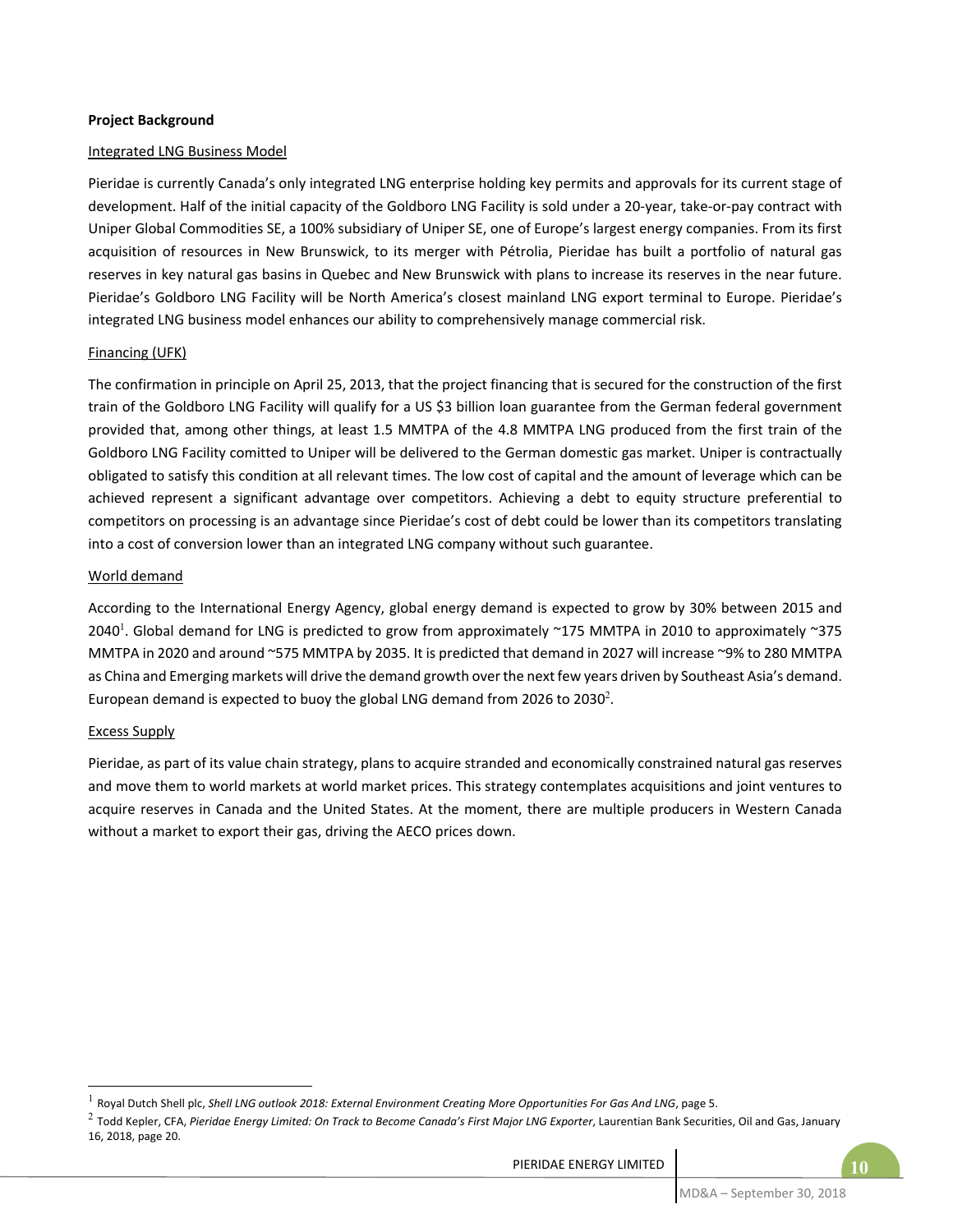**Project Background**

Integrated LNG Business Model

Pieridae is currently Canada's only integrated LNG enterprise holding key permits and approvals for its current stage of development. Half of the initial capacity of the Goldboro LNG Facility is sold under a 20-year, take-or-pay contract with Uniper Global Commodities SE, a 100% subsidiary of Uniper SE, one of Europe's largest energy companies. From its first acquisition of resources in New Brunswick, to its merger with Pétrolia, Pieridae has built a portfolio of natural gas reserves in key natural gas basins in Quebec and New Brunswick with plans to increase its reserves in the near future. Pieridae's Goldboro LNG Facility will be North America's closest mainland LNG export terminal to Europe. Pieridae's integrated LNG business model enhances our ability to comprehensively manage commercial risk.

Financing (UFK)

The confirmation in principle on April 25, 2013, that the project financing that is secured for the construction of the first train of the Goldboro LNG Facility will qualify for a US $3 billion loan guarantee from the German federal government provided that, among other things, at least 1.5 MMTPA of the 4.8 MMTPA LNG produced from the first train of the Goldboro LNG Facility comitted to Uniper will be delivered to the German domestic gas market. Uniper is contractually obligated to satisfy this condition at all relevant times. The low cost of capital and the amount of leverage which can be achieved represent a significant advantage over competitors. Achieving a debt to equity structure preferential to competitors on processing is an advantage since Pieridae's cost of debt could be lower than its competitors translating into a cost of conversion lower than an integrated LNG company without such guarantee.

World demand

According to the International Energy Agency, global energy demand is expected to grow by 30% between 2015 and 2040[1]. Global demand for LNG is predicted to grow from approximately ~175 MMTPA in 2010 to approximately ~375 MMTPA in 2020 and around ~575 MMTPA by 2035. It is predicted that demand in 2027 will increase ~9% to 280 MMTPA as China and Emerging markets will drive the demand growth over the next few years driven by Southeast Asia's demand. European demand is expected to buoy the global LNG demand from 2026 to 2030[2].

Excess Supply

Pieridae, as part of its value chain strategy, plans to acquire stranded and economically constrained natural gas reserves and move them to world markets at world market prices. This strategy contemplates acquisitions and joint ventures to acquire reserves in Canada and the United States. At the moment, there are multiple producers in Western Canada without a market to export their gas, driving the AECO prices down.

---

[1] Royal Dutch Shell plc, *Shell LNG outlook 2018: External Environment Creating More Opportunities For Gas And LNG*, page 5.

[2] Todd Kepler, CFA, *Pieridae Energy Limited: On Track to Become Canada's First Major LNG Exporter*, Laurentian Bank Securities, Oil and Gas, January 16, 2018, page 20.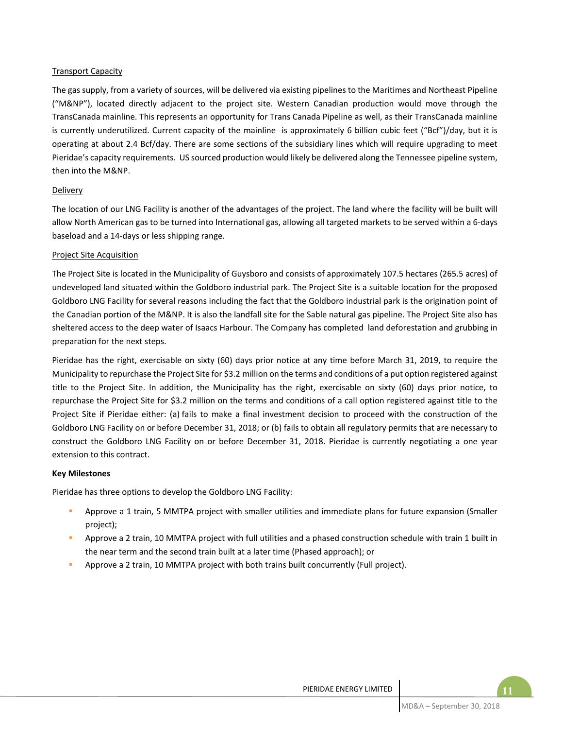Transport Capacity

The gas supply, from a variety of sources, will be delivered via existing pipelines to the Maritimes and Northeast Pipeline ("M&NP"), located directly adjacent to the project site. Western Canadian production would move through the TransCanada mainline. This represents an opportunity for Trans Canada Pipeline as well, as their TransCanada mainline is currently underutilized. Current capacity of the mainline is approximately 6 billion cubic feet ("Bcf")/day, but it is operating at about 2.4 Bcf/day. There are some sections of the subsidiary lines which will require upgrading to meet Pieridae's capacity requirements. US sourced production would likely be delivered along the Tennessee pipeline system, then into the M&NP.

Delivery

The location of our LNG Facility is another of the advantages of the project. The land where the facility will be built will allow North American gas to be turned into International gas, allowing all targeted markets to be served within a 6-days baseload and a 14-days or less shipping range.

Project Site Acquisition

The Project Site is located in the Municipality of Guysboro and consists of approximately 107.5 hectares (265.5 acres) of undeveloped land situated within the Goldboro industrial park. The Project Site is a suitable location for the proposed Goldboro LNG Facility for several reasons including the fact that the Goldboro industrial park is the origination point of the Canadian portion of the M&NP. It is also the landfall site for the Sable natural gas pipeline. The Project Site also has sheltered access to the deep water of Isaacs Harbour. The Company has completed land deforestation and grubbing in preparation for the next steps.

Pieridae has the right, exercisable on sixty (60) days prior notice at any time before March 31, 2019, to require the Municipality to repurchase the Project Site for $3.2 million on the terms and conditions of a put option registered against title to the Project Site. In addition, the Municipality has the right, exercisable on sixty (60) days prior notice, to repurchase the Project Site for $3.2 million on the terms and conditions of a call option registered against title to the Project Site if Pieridae either: (a) fails to make a final investment decision to proceed with the construction of the Goldboro LNG Facility on or before December 31, 2018; or (b) fails to obtain all regulatory permits that are necessary to construct the Goldboro LNG Facility on or before December 31, 2018. Pieridae is currently negotiating a one year extension to this contract.

**Key Milestones**

Pieridae has three options to develop the Goldboro LNG Facility:

- Approve a 1 train, 5 MMTPA project with smaller utilities and immediate plans for future expansion (Smaller project);
- Approve a 2 train, 10 MMTPA project with full utilities and a phased construction schedule with train 1 built in the near term and the second train built at a later time (Phased approach); or
- Approve a 2 train, 10 MMTPA project with both trains built concurrently (Full project).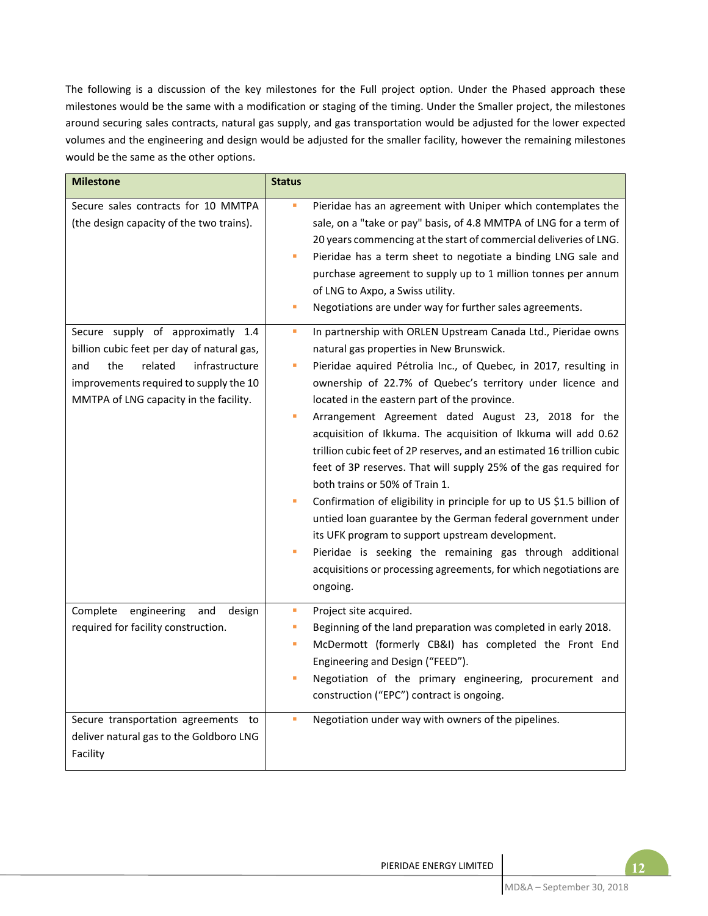The following is a discussion of the key milestones for the Full project option. Under the Phased approach these milestones would be the same with a modification or staging of the timing. Under the Smaller project, the milestones around securing sales contracts, natural gas supply, and gas transportation would be adjusted for the lower expected volumes and the engineering and design would be adjusted for the smaller facility, however the remaining milestones would be the same as the other options.

| Milestone | Status |
|---|---|
| Secure sales contracts for 10 MMTPA (the design capacity of the two trains). | ▪ Pieridae has an agreement with Uniper which contemplates the sale, on a "take or pay" basis, of 4.8 MMTPA of LNG for a term of 20 years commencing at the start of commercial deliveries of LNG.<br>▪ Pieridae has a term sheet to negotiate a binding LNG sale and purchase agreement to supply up to 1 million tonnes per annum of LNG to Axpo, a Swiss utility.<br>▪ Negotiations are under way for further sales agreements. |
| Secure supply of approximately 1.4 billion cubic feet per day of natural gas, and the related infrastructure improvements required to supply the 10 MMTPA of LNG capacity in the facility. | ▪ In partnership with ORLEN Upstream Canada Ltd., Pieridae owns natural gas properties in New Brunswick.<br>▪ Pieridae aquired Pétrolia Inc., of Quebec, in 2017, resulting in ownership of 22.7% of Quebec's territory under licence and located in the eastern part of the province.<br>▪ Arrangement Agreement dated August 23, 2018 for the acquisition of Ikkuma. The acquisition of Ikkuma will add 0.62 trillion cubic feet of 2P reserves, and an estimated 16 trillion cubic feet of 3P reserves. That will supply 25% of the gas required for both trains or 50% of Train 1.<br>▪ Confirmation of eligibility in principle for up to US $1.5 billion of untied loan guarantee by the German federal government under its UFK program to support upstream development.<br>▪ Pieridae is seeking the remaining gas through additional acquisitions or processing agreements, for which negotiations are ongoing. |
| Complete engineering and design required for facility construction. | ▪ Project site acquired.<br>▪ Beginning of the land preparation was completed in early 2018.<br>▪ McDermott (formerly CB&I) has completed the Front End Engineering and Design ("FEED").<br>▪ Negotiation of the primary engineering, procurement and construction ("EPC") contract is ongoing. |
| Secure transportation agreements to deliver natural gas to the Goldboro LNG Facility | ▪ Negotiation under way with owners of the pipelines. |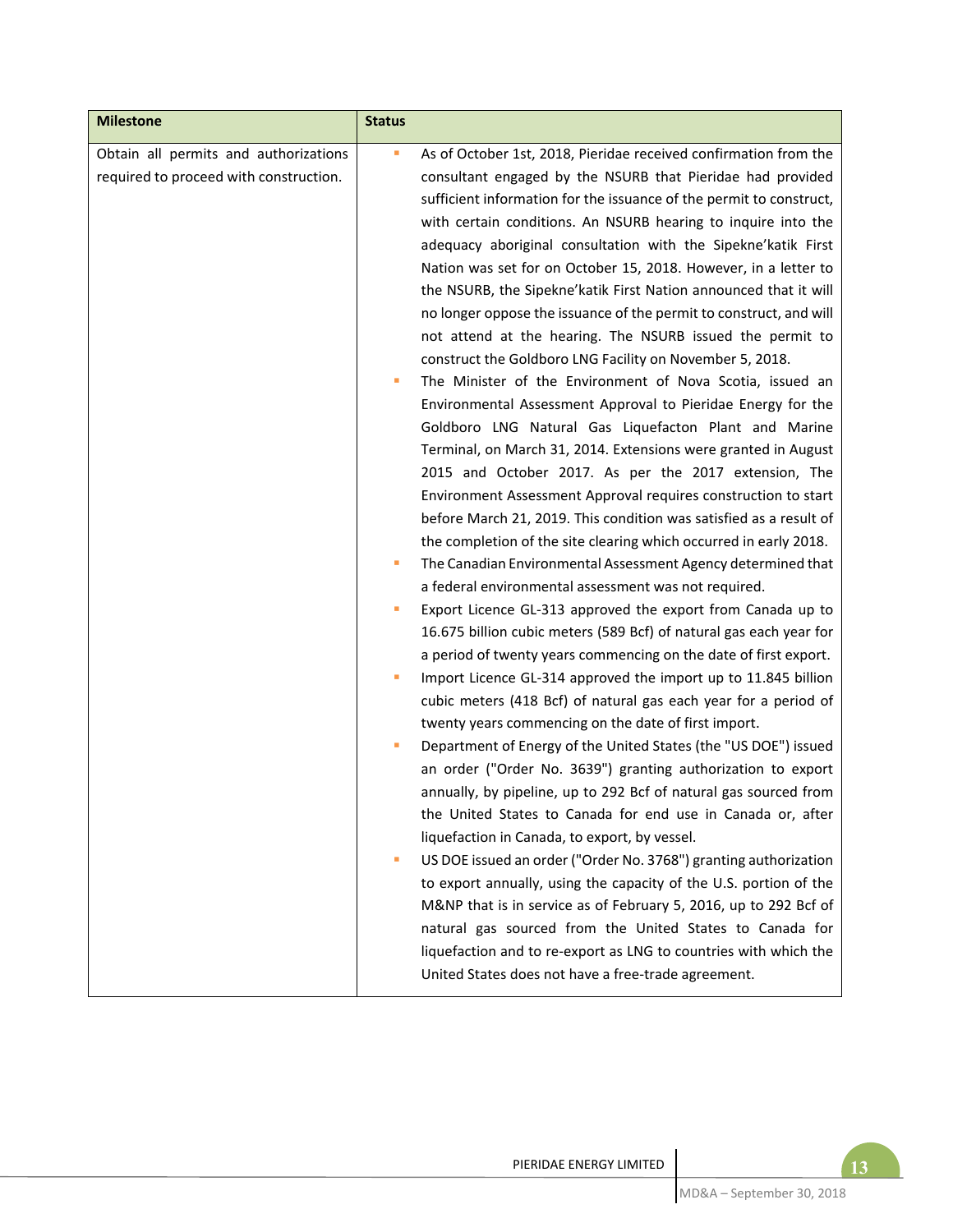| Milestone | Status |
|---|---|
| Obtain all permits and authorizations required to proceed with construction. | ▪ As of October 1st, 2018, Pieridae received confirmation from the consultant engaged by the NSURB that Pieridae had provided sufficient information for the issuance of the permit to construct, with certain conditions. An NSURB hearing to inquire into the adequacy aboriginal consultation with the Sipekne'katik First Nation was set for on October 15, 2018. However, in a letter to the NSURB, the Sipekne'katik First Nation announced that it will no longer oppose the issuance of the permit to construct, and will not attend at the hearing. The NSURB issued the permit to construct the Goldboro LNG Facility on November 5, 2018.<br>▪ The Minister of the Environment of Nova Scotia, issued an Environmental Assessment Approval to Pieridae Energy for the Goldboro LNG Natural Gas Liquefacton Plant and Marine Terminal, on March 31, 2014. Extensions were granted in August 2015 and October 2017. As per the 2017 extension, The Environment Assessment Approval requires construction to start before March 21, 2019. This condition was satisfied as a result of the completion of the site clearing which occurred in early 2018.<br>▪ The Canadian Environmental Assessment Agency determined that a federal environmental assessment was not required.<br>▪ Export Licence GL-313 approved the export from Canada up to 16.675 billion cubic meters (589 Bcf) of natural gas each year for a period of twenty years commencing on the date of first export.<br>▪ Import Licence GL-314 approved the import up to 11.845 billion cubic meters (418 Bcf) of natural gas each year for a period of twenty years commencing on the date of first import.<br>▪ Department of Energy of the United States (the "US DOE") issued an order ("Order No. 3639") granting authorization to export annually, by pipeline, up to 292 Bcf of natural gas sourced from the United States to Canada for end use in Canada or, after liquefaction in Canada, to export, by vessel.<br>▪ US DOE issued an order ("Order No. 3768") granting authorization to export annually, using the capacity of the U.S. portion of the M&NP that is in service as of February 5, 2016, up to 292 Bcf of natural gas sourced from the United States to Canada for liquefaction and to re-export as LNG to countries with which the United States does not have a free-trade agreement. |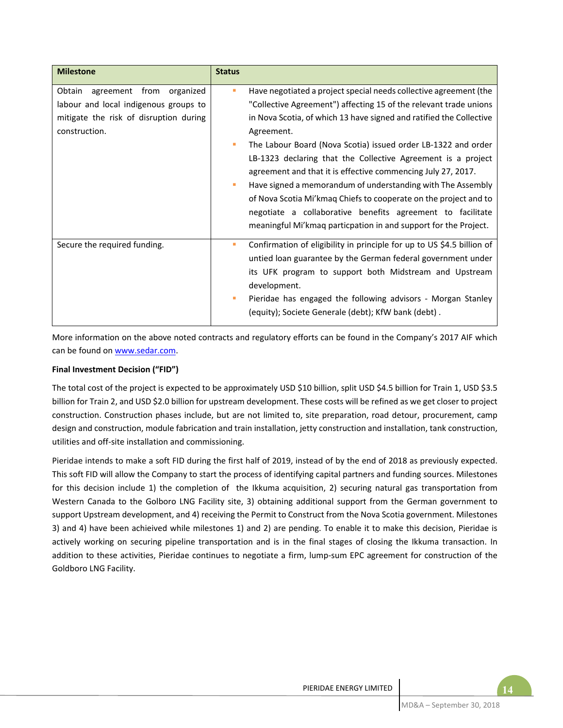| Milestone | Status |
|---|---|
| Obtain agreement from organized labour and local indigenous groups to mitigate the risk of disruption during construction. | ▪ Have negotiated a project special needs collective agreement (the "Collective Agreement") affecting 15 of the relevant trade unions in Nova Scotia, of which 13 have signed and ratified the Collective Agreement.<br>▪ The Labour Board (Nova Scotia) issued order LB-1322 and order LB-1323 declaring that the Collective Agreement is a project agreement and that it is effective commencing July 27, 2017.<br>▪ Have signed a memorandum of understanding with The Assembly of Nova Scotia Mi'kmaq Chiefs to cooperate on the project and to negotiate a collaborative benefits agreement to facilitate meaningful Mi'kmaq particpation in and support for the Project. |
| Secure the required funding. | ▪ Confirmation of eligibility in principle for up to US $4.5 billion of untied loan guarantee by the German federal government under its UFK program to support both Midstream and Upstream development.<br>▪ Pieridae has engaged the following advisors - Morgan Stanley (equity); Societe Generale (debt); KfW bank (debt) . |

More information on the above noted contracts and regulatory efforts can be found in the Company's 2017 AIF which can be found on www.sedar.com.

**Final Investment Decision ("FID")**

The total cost of the project is expected to be approximately USD $10 billion, split USD $4.5 billion for Train 1, USD $3.5 billion for Train 2, and USD $2.0 billion for upstream development. These costs will be refined as we get closer to project construction. Construction phases include, but are not limited to, site preparation, road detour, procurement, camp design and construction, module fabrication and train installation, jetty construction and installation, tank construction, utilities and off-site installation and commissioning.

Pieridae intends to make a soft FID during the first half of 2019, instead of by the end of 2018 as previously expected. This soft FID will allow the Company to start the process of identifying capital partners and funding sources. Milestones for this decision include 1) the completion of the Ikkuma acquisition, 2) securing natural gas transportation from Western Canada to the Golboro LNG Facility site, 3) obtaining additional support from the German government to support Upstream development, and 4) receiving the Permit to Construct from the Nova Scotia government. Milestones 3) and 4) have been achieved while milestones 1) and 2) are pending. To enable it to make this decision, Pieridae is actively working on securing pipeline transportation and is in the final stages of closing the Ikkuma transaction. In addition to these activities, Pieridae continues to negotiate a firm, lump-sum EPC agreement for construction of the Goldboro LNG Facility.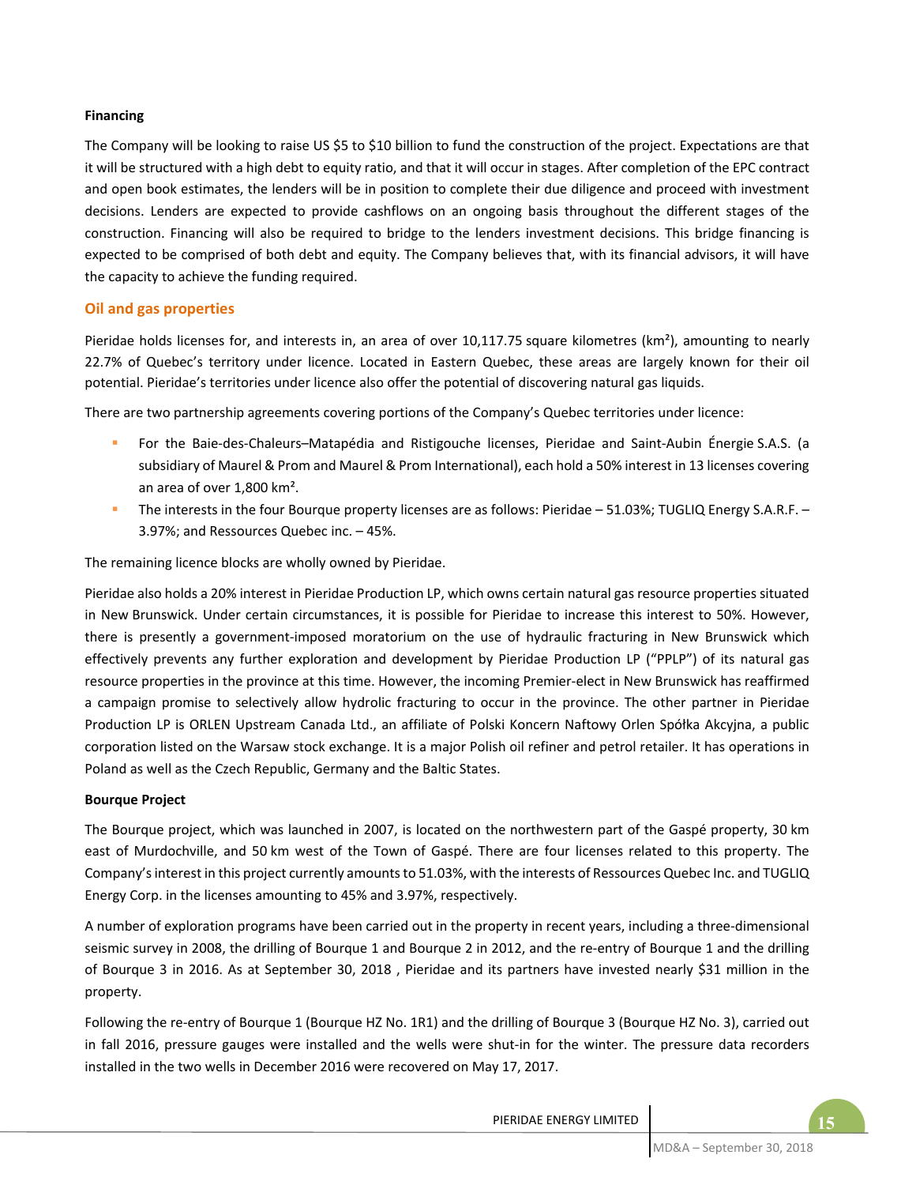**Financing**

The Company will be looking to raise US $5 to $10 billion to fund the construction of the project. Expectations are that it will be structured with a high debt to equity ratio, and that it will occur in stages. After completion of the EPC contract and open book estimates, the lenders will be in position to complete their due diligence and proceed with investment decisions. Lenders are expected to provide cashflows on an ongoing basis throughout the different stages of the construction. Financing will also be required to bridge to the lenders investment decisions. This bridge financing is expected to be comprised of both debt and equity. The Company believes that, with its financial advisors, it will have the capacity to achieve the funding required.

## Oil and gas properties

Pieridae holds licenses for, and interests in, an area of over 10,117.75 square kilometres (km²), amounting to nearly 22.7% of Quebec's territory under licence. Located in Eastern Quebec, these areas are largely known for their oil potential. Pieridae's territories under licence also offer the potential of discovering natural gas liquids.

There are two partnership agreements covering portions of the Company's Quebec territories under licence:

- For the Baie-des-Chaleurs–Matapédia and Ristigouche licenses, Pieridae and Saint-Aubin Énergie S.A.S. (a subsidiary of Maurel & Prom and Maurel & Prom International), each hold a 50% interest in 13 licenses covering an area of over 1,800 km².
- The interests in the four Bourque property licenses are as follows: Pieridae – 51.03%; TUGLIQ Energy S.A.R.F. – 3.97%; and Ressources Quebec inc. – 45%.

The remaining licence blocks are wholly owned by Pieridae.

Pieridae also holds a 20% interest in Pieridae Production LP, which owns certain natural gas resource properties situated in New Brunswick. Under certain circumstances, it is possible for Pieridae to increase this interest to 50%. However, there is presently a government-imposed moratorium on the use of hydraulic fracturing in New Brunswick which effectively prevents any further exploration and development by Pieridae Production LP ("PPLP") of its natural gas resource properties in the province at this time. However, the incoming Premier-elect in New Brunswick has reaffirmed a campaign promise to selectively allow hydrolic fracturing to occur in the province. The other partner in Pieridae Production LP is ORLEN Upstream Canada Ltd., an affiliate of Polski Koncern Naftowy Orlen Spółka Akcyjna, a public corporation listed on the Warsaw stock exchange. It is a major Polish oil refiner and petrol retailer. It has operations in Poland as well as the Czech Republic, Germany and the Baltic States.

**Bourque Project**

The Bourque project, which was launched in 2007, is located on the northwestern part of the Gaspé property, 30 km east of Murdochville, and 50 km west of the Town of Gaspé. There are four licenses related to this property. The Company's interest in this project currently amounts to 51.03%, with the interests of Ressources Quebec Inc. and TUGLIQ Energy Corp. in the licenses amounting to 45% and 3.97%, respectively.

A number of exploration programs have been carried out in the property in recent years, including a three-dimensional seismic survey in 2008, the drilling of Bourque 1 and Bourque 2 in 2012, and the re-entry of Bourque 1 and the drilling of Bourque 3 in 2016. As at September 30, 2018 , Pieridae and its partners have invested nearly $31 million in the property.

Following the re-entry of Bourque 1 (Bourque HZ No. 1R1) and the drilling of Bourque 3 (Bourque HZ No. 3), carried out in fall 2016, pressure gauges were installed and the wells were shut-in for the winter. The pressure data recorders installed in the two wells in December 2016 were recovered on May 17, 2017.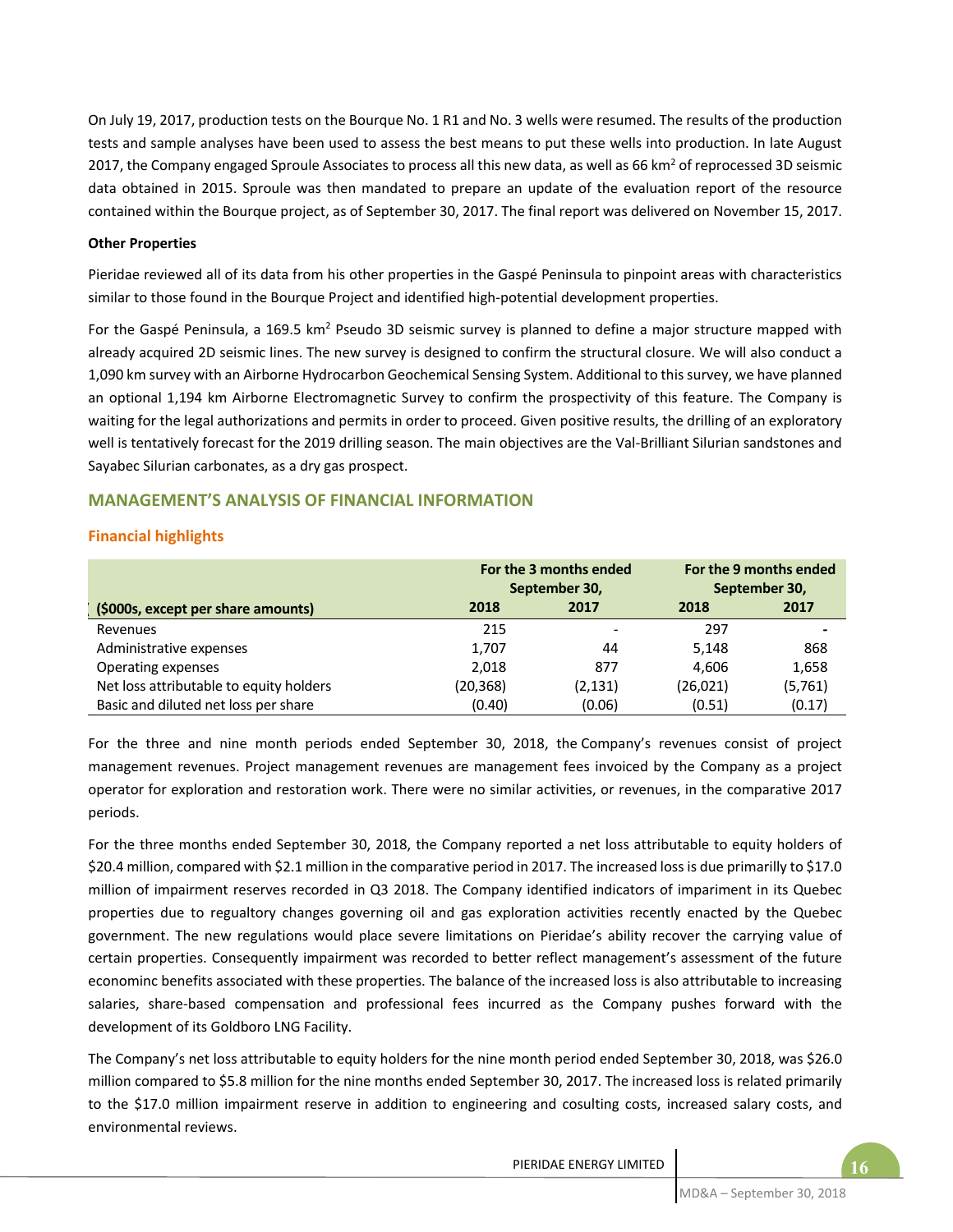On July 19, 2017, production tests on the Bourque No. 1 R1 and No. 3 wells were resumed. The results of the production tests and sample analyses have been used to assess the best means to put these wells into production. In late August 2017, the Company engaged Sproule Associates to process all this new data, as well as 66 km$^2$ of reprocessed 3D seismic data obtained in 2015. Sproule was then mandated to prepare an update of the evaluation report of the resource contained within the Bourque project, as of September 30, 2017. The final report was delivered on November 15, 2017.

**Other Properties**

Pieridae reviewed all of its data from his other properties in the Gaspé Peninsula to pinpoint areas with characteristics similar to those found in the Bourque Project and identified high-potential development properties.

For the Gaspé Peninsula, a 169.5 km$^2$ Pseudo 3D seismic survey is planned to define a major structure mapped with already acquired 2D seismic lines. The new survey is designed to confirm the structural closure. We will also conduct a 1,090 km survey with an Airborne Hydrocarbon Geochemical Sensing System. Additional to this survey, we have planned an optional 1,194 km Airborne Electromagnetic Survey to confirm the prospectivity of this feature. The Company is waiting for the legal authorizations and permits in order to proceed. Given positive results, the drilling of an exploratory well is tentatively forecast for the 2019 drilling season. The main objectives are the Val-Brilliant Silurian sandstones and Sayabec Silurian carbonates, as a dry gas prospect.

## MANAGEMENT'S ANALYSIS OF FINANCIAL INFORMATION

### Financial highlights

| ($000s, except per share amounts) | For the 3 months ended September 30, 2018 | For the 3 months ended September 30, 2017 | For the 9 months ended September 30, 2018 | For the 9 months ended September 30, 2017 |
|---|---|---|---|---|
| Revenues | 215 | - | 297 | - |
| Administrative expenses | 1,707 | 44 | 5,148 | 868 |
| Operating expenses | 2,018 | 877 | 4,606 | 1,658 |
| Net loss attributable to equity holders | (20,368) | (2,131) | (26,021) | (5,761) |
| Basic and diluted net loss per share | (0.40) | (0.06) | (0.51) | (0.17) |

For the three and nine month periods ended September 30, 2018, the Company's revenues consist of project management revenues. Project management revenues are management fees invoiced by the Company as a project operator for exploration and restoration work. There were no similar activities, or revenues, in the comparative 2017 periods.

For the three months ended September 30, 2018, the Company reported a net loss attributable to equity holders of $20.4 million, compared with $2.1 million in the comparative period in 2017. The increased loss is due primarilly to $17.0 million of impairment reserves recorded in Q3 2018. The Company identified indicators of impariment in its Quebec properties due to regualtory changes governing oil and gas exploration activities recently enacted by the Quebec government. The new regulations would place severe limitations on Pieridae's ability recover the carrying value of certain properties. Consequently impairment was recorded to better reflect management's assessment of the future econominc benefits associated with these properties. The balance of the increased loss is also attributable to increasing salaries, share-based compensation and professional fees incurred as the Company pushes forward with the development of its Goldboro LNG Facility.

The Company's net loss attributable to equity holders for the nine month period ended September 30, 2018, was $26.0 million compared to $5.8 million for the nine months ended September 30, 2017. The increased loss is related primarily to the $17.0 million impairment reserve in addition to engineering and cosulting costs, increased salary costs, and environmental reviews.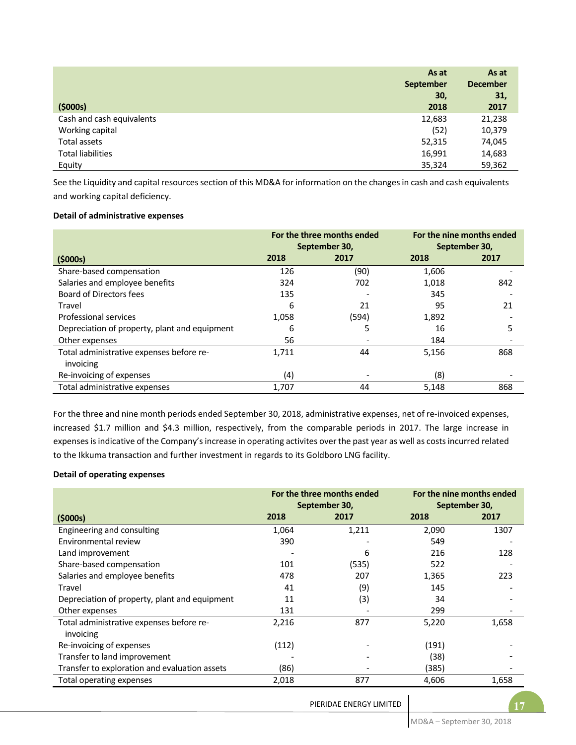| ($000s) | As at September 30, 2018 | As at December 31, 2017 |
|---|---|---|
| Cash and cash equivalents | 12,683 | 21,238 |
| Working capital | (52) | 10,379 |
| Total assets | 52,315 | 74,045 |
| Total liabilities | 16,991 | 14,683 |
| Equity | 35,324 | 59,362 |

See the Liquidity and capital resources section of this MD&A for information on the changes in cash and cash equivalents and working capital deficiency.

**Detail of administrative expenses**

| | For the three months ended September 30, | | For the nine months ended September 30, | |
|---|---|---|---|---|
| ($000s) | 2018 | 2017 | 2018 | 2017 |
| Share-based compensation | 126 | (90) | 1,606 | - |
| Salaries and employee benefits | 324 | 702 | 1,018 | 842 |
| Board of Directors fees | 135 | - | 345 | - |
| Travel | 6 | 21 | 95 | 21 |
| Professional services | 1,058 | (594) | 1,892 | - |
| Depreciation of property, plant and equipment | 6 | 5 | 16 | 5 |
| Other expenses | 56 | - | 184 | - |
| Total administrative expenses before re-invoicing | 1,711 | 44 | 5,156 | 868 |
| Re-invoicing of expenses | (4) | - | (8) | - |
| Total administrative expenses | 1,707 | 44 | 5,148 | 868 |

For the three and nine month periods ended September 30, 2018, administrative expenses, net of re-invoiced expenses, increased $1.7 million and $4.3 million, respectively, from the comparable periods in 2017. The large increase in expenses is indicative of the Company's increase in operating activites over the past year as well as costs incurred related to the Ikkuma transaction and further investment in regards to its Goldboro LNG facility.

**Detail of operating expenses**

| | For the three months ended September 30, | | For the nine months ended September 30, | |
|---|---|---|---|---|
| ($000s) | 2018 | 2017 | 2018 | 2017 |
| Engineering and consulting | 1,064 | 1,211 | 2,090 | 1307 |
| Environmental review | 390 | - | 549 | - |
| Land improvement | - | 6 | 216 | 128 |
| Share-based compensation | 101 | (535) | 522 | - |
| Salaries and employee benefits | 478 | 207 | 1,365 | 223 |
| Travel | 41 | (9) | 145 | - |
| Depreciation of property, plant and equipment | 11 | (3) | 34 | - |
| Other expenses | 131 | - | 299 | - |
| Total administrative expenses before re-invoicing | 2,216 | 877 | 5,220 | 1,658 |
| Re-invoicing of expenses | (112) | - | (191) | - |
| Transfer to land improvement | - | - | (38) | - |
| Transfer to exploration and evaluation assets | (86) | - | (385) | - |
| Total operating expenses | 2,018 | 877 | 4,606 | 1,658 |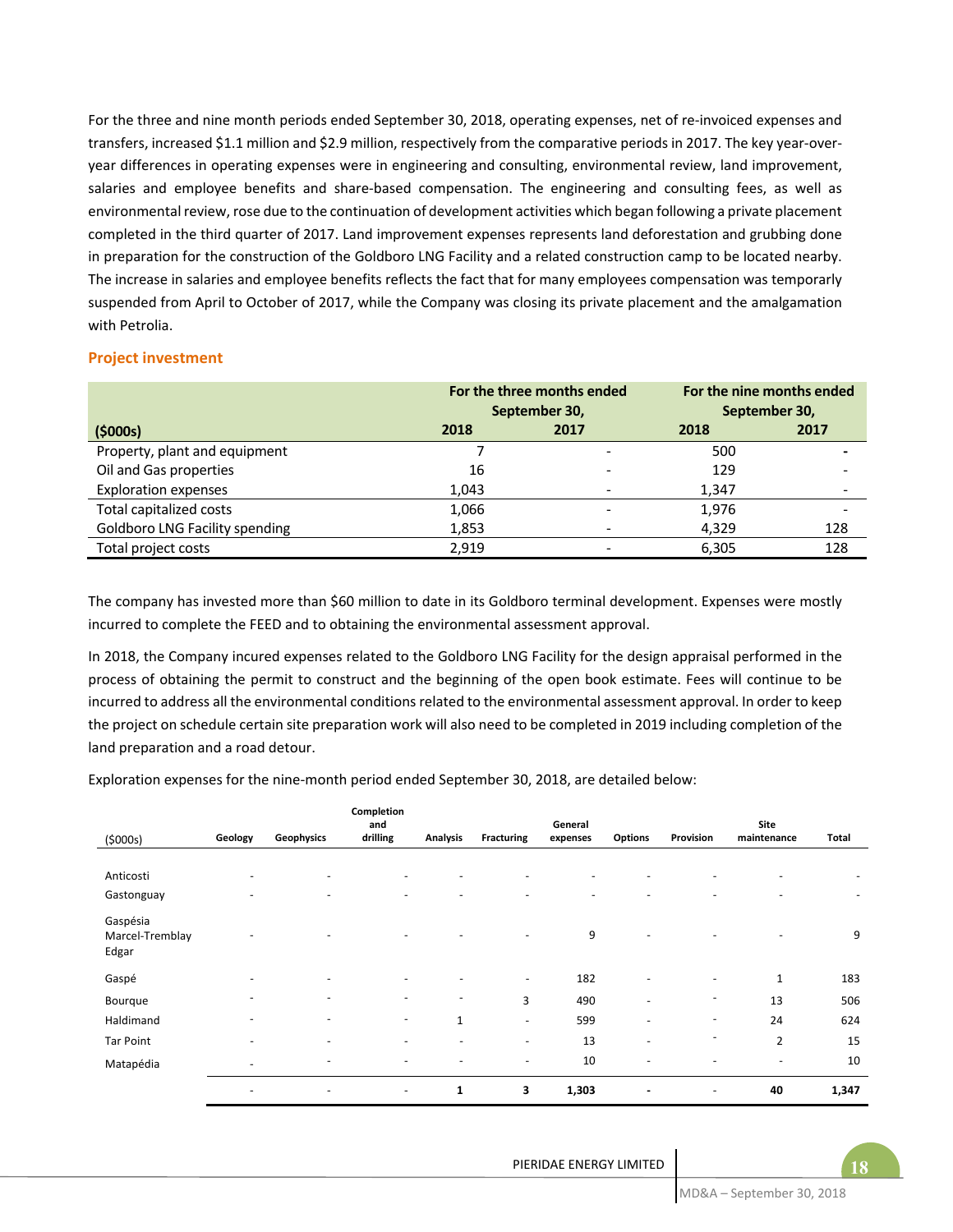For the three and nine month periods ended September 30, 2018, operating expenses, net of re-invoiced expenses and transfers, increased $1.1 million and $2.9 million, respectively from the comparative periods in 2017. The key year-over-year differences in operating expenses were in engineering and consulting, environmental review, land improvement, salaries and employee benefits and share-based compensation. The engineering and consulting fees, as well as environmental review, rose due to the continuation of development activities which began following a private placement completed in the third quarter of 2017. Land improvement expenses represents land deforestation and grubbing done in preparation for the construction of the Goldboro LNG Facility and a related construction camp to be located nearby. The increase in salaries and employee benefits reflects the fact that for many employees compensation was temporarly suspended from April to October of 2017, while the Company was closing its private placement and the amalgamation with Petrolia.

## Project investment

| ($000s) | For the three months ended September 30, 2018 | For the three months ended September 30, 2017 | For the nine months ended September 30, 2018 | For the nine months ended September 30, 2017 |
|---|---|---|---|---|
| Property, plant and equipment | 7 | - | 500 | - |
| Oil and Gas properties | 16 | - | 129 | - |
| Exploration expenses | 1,043 | - | 1,347 | - |
| Total capitalized costs | 1,066 | - | 1,976 | - |
| Goldboro LNG Facility spending | 1,853 | - | 4,329 | 128 |
| Total project costs | 2,919 | - | 6,305 | 128 |

The company has invested more than $60 million to date in its Goldboro terminal development. Expenses were mostly incurred to complete the FEED and to obtaining the environmental assessment approval.

In 2018, the Company incured expenses related to the Goldboro LNG Facility for the design appraisal performed in the process of obtaining the permit to construct and the beginning of the open book estimate. Fees will continue to be incurred to address all the environmental conditions related to the environmental assessment approval. In order to keep the project on schedule certain site preparation work will also need to be completed in 2019 including completion of the land preparation and a road detour.

Exploration expenses for the nine-month period ended September 30, 2018, are detailed below:

| ($000s) | Geology | Geophysics | Completion and drilling | Analysis | Fracturing | General expenses | Options | Provision | Site maintenance | Total |
|---|---|---|---|---|---|---|---|---|---|---|
| Anticosti | - | - | - | - | - | - | - | - | - | - |
| Gastonguay | - | - | - | - | - | - | - | - | - | - |
| Gaspésia Marcel-Tremblay Edgar | - | - | - | - | - | 9 | - | - | - | 9 |
| Gaspé | - | - | - | - | - | 182 | - | - | 1 | 183 |
| Bourque | - | - | - | - | 3 | 490 | - | - | 13 | 506 |
| Haldimand | - | - | - | 1 | - | 599 | - | - | 24 | 624 |
| Tar Point | - | - | - | - | - | 13 | - | - | 2 | 15 |
| Matapédia | - | - | - | - | - | 10 | - | - | - | 10 |
| | - | - | - | **1** | **3** | **1,303** | **-** | - | **40** | **1,347** |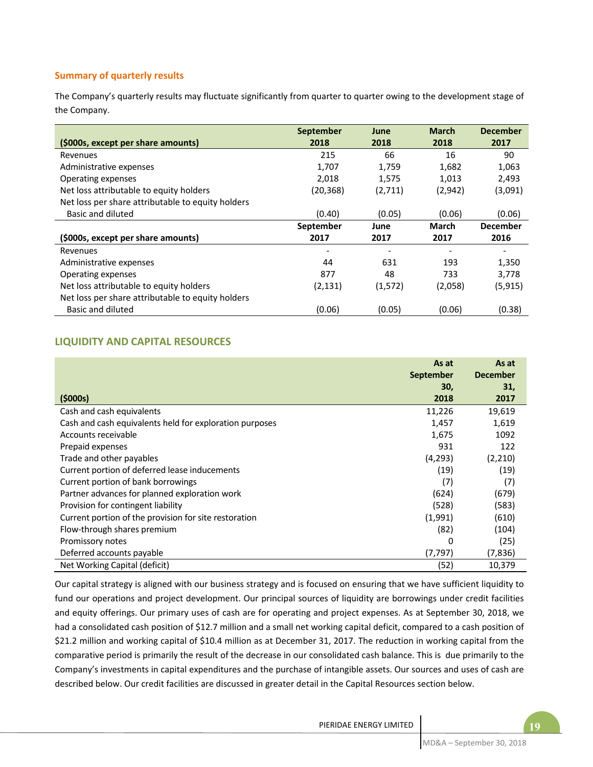### Summary of quarterly results

The Company's quarterly results may fluctuate significantly from quarter to quarter owing to the development stage of the Company.

| ($000s, except per share amounts) | September 2018 | June 2018 | March 2018 | December 2017 |
|---|---|---|---|---|
| Revenues | 215 | 66 | 16 | 90 |
| Administrative expenses | 1,707 | 1,759 | 1,682 | 1,063 |
| Operating expenses | 2,018 | 1,575 | 1,013 | 2,493 |
| Net loss attributable to equity holders | (20,368) | (2,711) | (2,942) | (3,091) |
| Net loss per share attributable to equity holders | | | | |
| Basic and diluted | (0.40) | (0.05) | (0.06) | (0.06) |
| **($000s, except per share amounts)** | **September 2017** | **June 2017** | **March 2017** | **December 2016** |
| Revenues | - | - | - | - |
| Administrative expenses | 44 | 631 | 193 | 1,350 |
| Operating expenses | 877 | 48 | 733 | 3,778 |
| Net loss attributable to equity holders | (2,131) | (1,572) | (2,058) | (5,915) |
| Net loss per share attributable to equity holders | | | | |
| Basic and diluted | (0.06) | (0.05) | (0.06) | (0.38) |

## LIQUIDITY AND CAPITAL RESOURCES

| ($000s) | As at September 30, 2018 | As at December 31, 2017 |
|---|---|---|
| Cash and cash equivalents | 11,226 | 19,619 |
| Cash and cash equivalents held for exploration purposes | 1,457 | 1,619 |
| Accounts receivable | 1,675 | 1092 |
| Prepaid expenses | 931 | 122 |
| Trade and other payables | (4,293) | (2,210) |
| Current portion of deferred lease inducements | (19) | (19) |
| Current portion of bank borrowings | (7) | (7) |
| Partner advances for planned exploration work | (624) | (679) |
| Provision for contingent liability | (528) | (583) |
| Current portion of the provision for site restoration | (1,991) | (610) |
| Flow-through shares premium | (82) | (104) |
| Promissory notes | 0 | (25) |
| Deferred accounts payable | (7,797) | (7,836) |
| Net Working Capital (deficit) | (52) | 10,379 |

Our capital strategy is aligned with our business strategy and is focused on ensuring that we have sufficient liquidity to fund our operations and project development. Our principal sources of liquidity are borrowings under credit facilities and equity offerings. Our primary uses of cash are for operating and project expenses. As at September 30, 2018, we had a consolidated cash position of $12.7 million and a small net working capital deficit, compared to a cash position of $21.2 million and working capital of $10.4 million as at December 31, 2017. The reduction in working capital from the comparative period is primarily the result of the decrease in our consolidated cash balance. This is due primarily to the Company's investments in capital expenditures and the purchase of intangible assets. Our sources and uses of cash are described below. Our credit facilities are discussed in greater detail in the Capital Resources section below.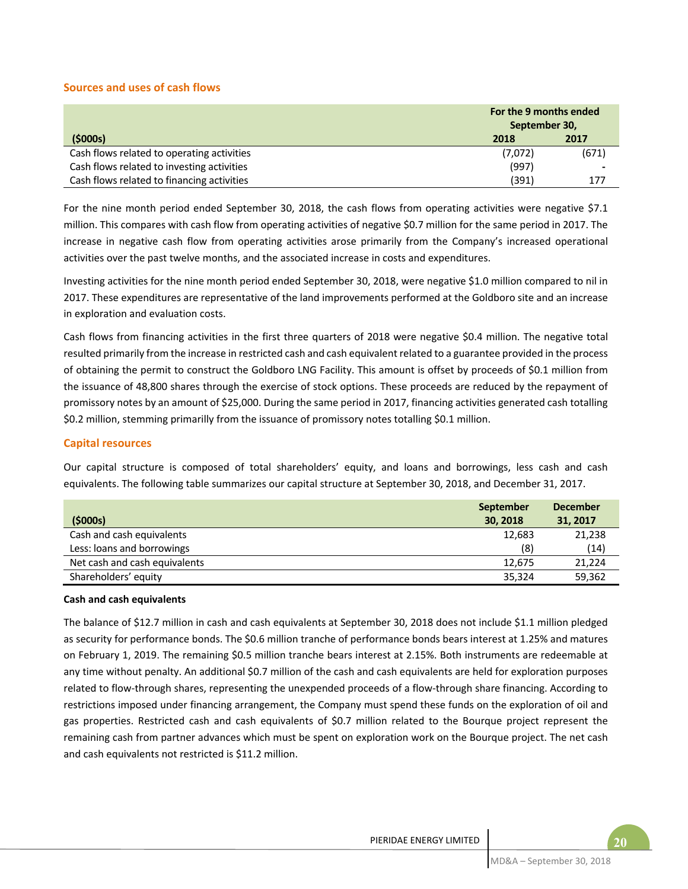## Sources and uses of cash flows

| ($000s) | For the 9 months ended September 30, 2018 | 2017 |
|---|---|---|
| Cash flows related to operating activities | (7,072) | (671) |
| Cash flows related to investing activities | (997) | - |
| Cash flows related to financing activities | (391) | 177 |

For the nine month period ended September 30, 2018, the cash flows from operating activities were negative $7.1 million. This compares with cash flow from operating activities of negative $0.7 million for the same period in 2017. The increase in negative cash flow from operating activities arose primarily from the Company's increased operational activities over the past twelve months, and the associated increase in costs and expenditures.

Investing activities for the nine month period ended September 30, 2018, were negative $1.0 million compared to nil in 2017. These expenditures are representative of the land improvements performed at the Goldboro site and an increase in exploration and evaluation costs.

Cash flows from financing activities in the first three quarters of 2018 were negative $0.4 million. The negative total resulted primarily from the increase in restricted cash and cash equivalent related to a guarantee provided in the process of obtaining the permit to construct the Goldboro LNG Facility. This amount is offset by proceeds of $0.1 million from the issuance of 48,800 shares through the exercise of stock options. These proceeds are reduced by the repayment of promissory notes by an amount of $25,000. During the same period in 2017, financing activities generated cash totalling $0.2 million, stemming primarilly from the issuance of promissory notes totalling $0.1 million.

## Capital resources

Our capital structure is composed of total shareholders' equity, and loans and borrowings, less cash and cash equivalents. The following table summarizes our capital structure at September 30, 2018, and December 31, 2017.

| ($000s) | September 30, 2018 | December 31, 2017 |
|---|---|---|
| Cash and cash equivalents | 12,683 | 21,238 |
| Less: loans and borrowings | (8) | (14) |
| Net cash and cash equivalents | 12,675 | 21,224 |
| Shareholders' equity | 35,324 | 59,362 |

**Cash and cash equivalents**

The balance of $12.7 million in cash and cash equivalents at September 30, 2018 does not include $1.1 million pledged as security for performance bonds. The $0.6 million tranche of performance bonds bears interest at 1.25% and matures on February 1, 2019. The remaining $0.5 million tranche bears interest at 2.15%. Both instruments are redeemable at any time without penalty. An additional $0.7 million of the cash and cash equivalents are held for exploration purposes related to flow-through shares, representing the unexpended proceeds of a flow-through share financing. According to restrictions imposed under financing arrangement, the Company must spend these funds on the exploration of oil and gas properties. Restricted cash and cash equivalents of $0.7 million related to the Bourque project represent the remaining cash from partner advances which must be spent on exploration work on the Bourque project. The net cash and cash equivalents not restricted is $11.2 million.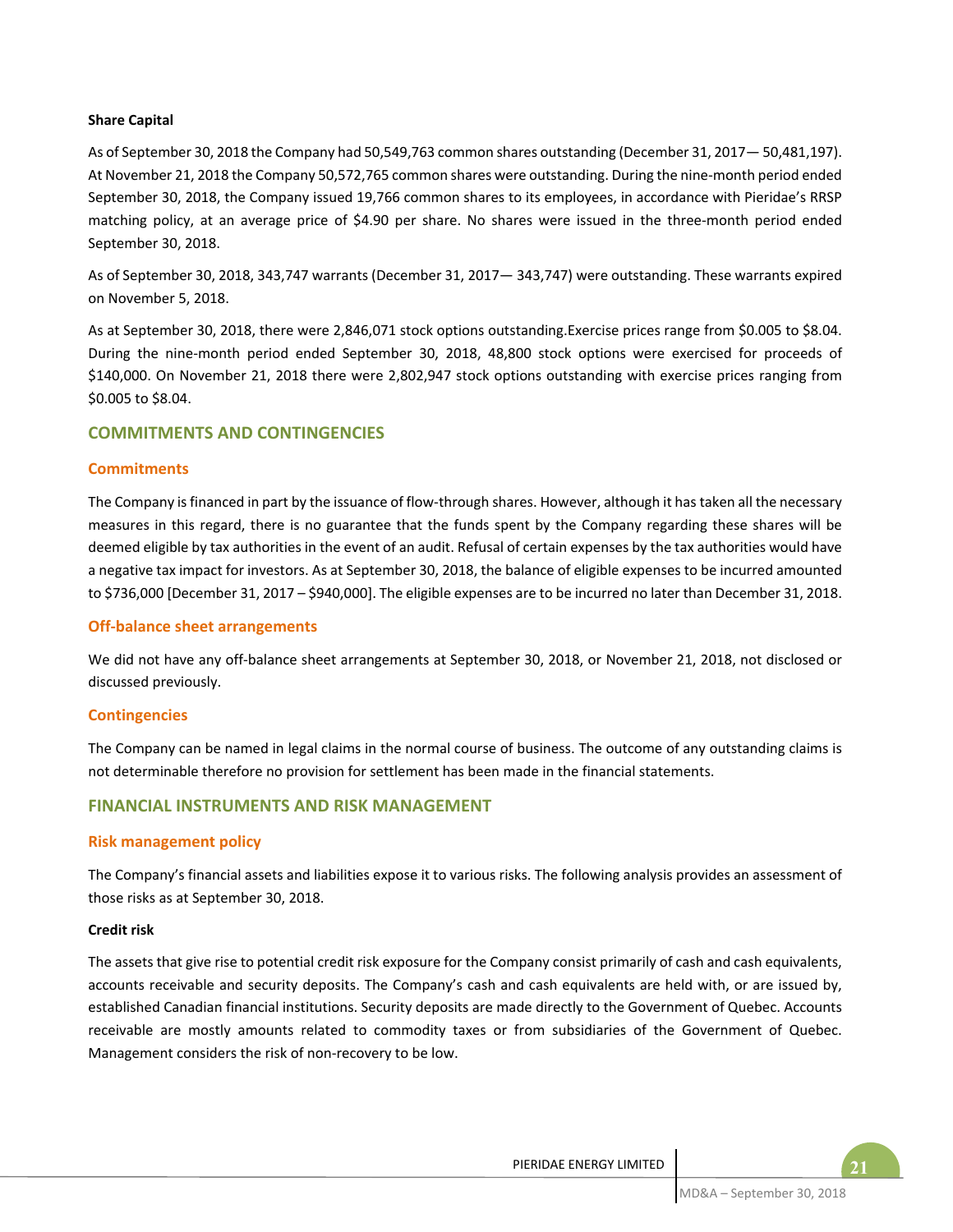**Share Capital**

As of September 30, 2018 the Company had 50,549,763 common shares outstanding (December 31, 2017— 50,481,197). At November 21, 2018 the Company 50,572,765 common shares were outstanding. During the nine-month period ended September 30, 2018, the Company issued 19,766 common shares to its employees, in accordance with Pieridae's RRSP matching policy, at an average price of $4.90 per share. No shares were issued in the three-month period ended September 30, 2018.

As of September 30, 2018, 343,747 warrants (December 31, 2017— 343,747) were outstanding. These warrants expired on November 5, 2018.

As at September 30, 2018, there were 2,846,071 stock options outstanding.Exercise prices range from $0.005 to $8.04. During the nine-month period ended September 30, 2018, 48,800 stock options were exercised for proceeds of $140,000. On November 21, 2018 there were 2,802,947 stock options outstanding with exercise prices ranging from $0.005 to $8.04.

## COMMITMENTS AND CONTINGENCIES

### Commitments

The Company is financed in part by the issuance of flow-through shares. However, although it has taken all the necessary measures in this regard, there is no guarantee that the funds spent by the Company regarding these shares will be deemed eligible by tax authorities in the event of an audit. Refusal of certain expenses by the tax authorities would have a negative tax impact for investors. As at September 30, 2018, the balance of eligible expenses to be incurred amounted to $736,000 [December 31, 2017 – $940,000]. The eligible expenses are to be incurred no later than December 31, 2018.

### Off-balance sheet arrangements

We did not have any off-balance sheet arrangements at September 30, 2018, or November 21, 2018, not disclosed or discussed previously.

### Contingencies

The Company can be named in legal claims in the normal course of business. The outcome of any outstanding claims is not determinable therefore no provision for settlement has been made in the financial statements.

## FINANCIAL INSTRUMENTS AND RISK MANAGEMENT

### Risk management policy

The Company's financial assets and liabilities expose it to various risks. The following analysis provides an assessment of those risks as at September 30, 2018.

**Credit risk**

The assets that give rise to potential credit risk exposure for the Company consist primarily of cash and cash equivalents, accounts receivable and security deposits. The Company's cash and cash equivalents are held with, or are issued by, established Canadian financial institutions. Security deposits are made directly to the Government of Quebec. Accounts receivable are mostly amounts related to commodity taxes or from subsidiaries of the Government of Quebec. Management considers the risk of non-recovery to be low.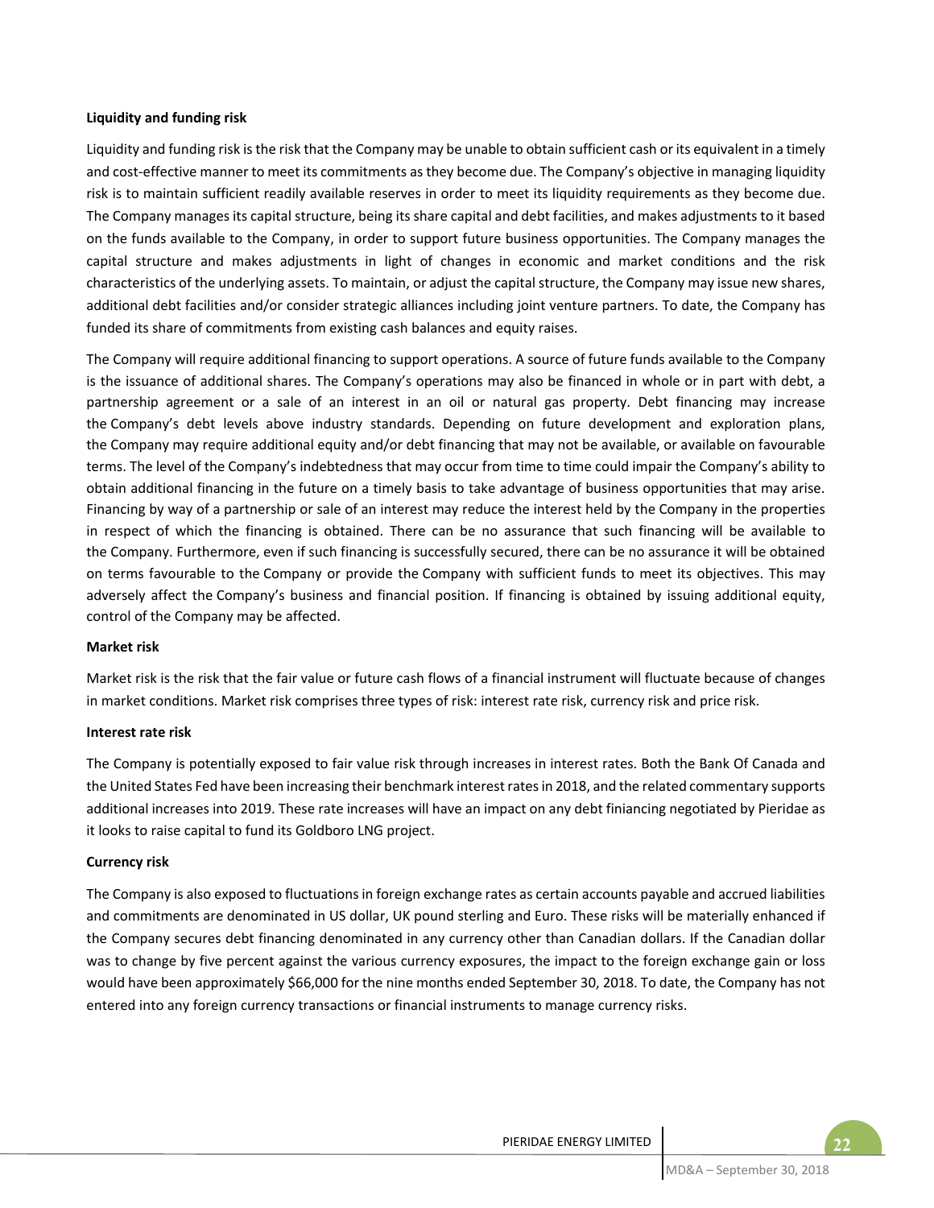**Liquidity and funding risk**

Liquidity and funding risk is the risk that the Company may be unable to obtain sufficient cash or its equivalent in a timely and cost-effective manner to meet its commitments as they become due. The Company's objective in managing liquidity risk is to maintain sufficient readily available reserves in order to meet its liquidity requirements as they become due. The Company manages its capital structure, being its share capital and debt facilities, and makes adjustments to it based on the funds available to the Company, in order to support future business opportunities. The Company manages the capital structure and makes adjustments in light of changes in economic and market conditions and the risk characteristics of the underlying assets. To maintain, or adjust the capital structure, the Company may issue new shares, additional debt facilities and/or consider strategic alliances including joint venture partners. To date, the Company has funded its share of commitments from existing cash balances and equity raises.

The Company will require additional financing to support operations. A source of future funds available to the Company is the issuance of additional shares. The Company's operations may also be financed in whole or in part with debt, a partnership agreement or a sale of an interest in an oil or natural gas property. Debt financing may increase the Company's debt levels above industry standards. Depending on future development and exploration plans, the Company may require additional equity and/or debt financing that may not be available, or available on favourable terms. The level of the Company's indebtedness that may occur from time to time could impair the Company's ability to obtain additional financing in the future on a timely basis to take advantage of business opportunities that may arise. Financing by way of a partnership or sale of an interest may reduce the interest held by the Company in the properties in respect of which the financing is obtained. There can be no assurance that such financing will be available to the Company. Furthermore, even if such financing is successfully secured, there can be no assurance it will be obtained on terms favourable to the Company or provide the Company with sufficient funds to meet its objectives. This may adversely affect the Company's business and financial position. If financing is obtained by issuing additional equity, control of the Company may be affected.

**Market risk**

Market risk is the risk that the fair value or future cash flows of a financial instrument will fluctuate because of changes in market conditions. Market risk comprises three types of risk: interest rate risk, currency risk and price risk.

**Interest rate risk**

The Company is potentially exposed to fair value risk through increases in interest rates. Both the Bank Of Canada and the United States Fed have been increasing their benchmark interest rates in 2018, and the related commentary supports additional increases into 2019. These rate increases will have an impact on any debt finiancing negotiated by Pieridae as it looks to raise capital to fund its Goldboro LNG project.

**Currency risk**

The Company is also exposed to fluctuations in foreign exchange rates as certain accounts payable and accrued liabilities and commitments are denominated in US dollar, UK pound sterling and Euro. These risks will be materially enhanced if the Company secures debt financing denominated in any currency other than Canadian dollars. If the Canadian dollar was to change by five percent against the various currency exposures, the impact to the foreign exchange gain or loss would have been approximately $66,000 for the nine months ended September 30, 2018. To date, the Company has not entered into any foreign currency transactions or financial instruments to manage currency risks.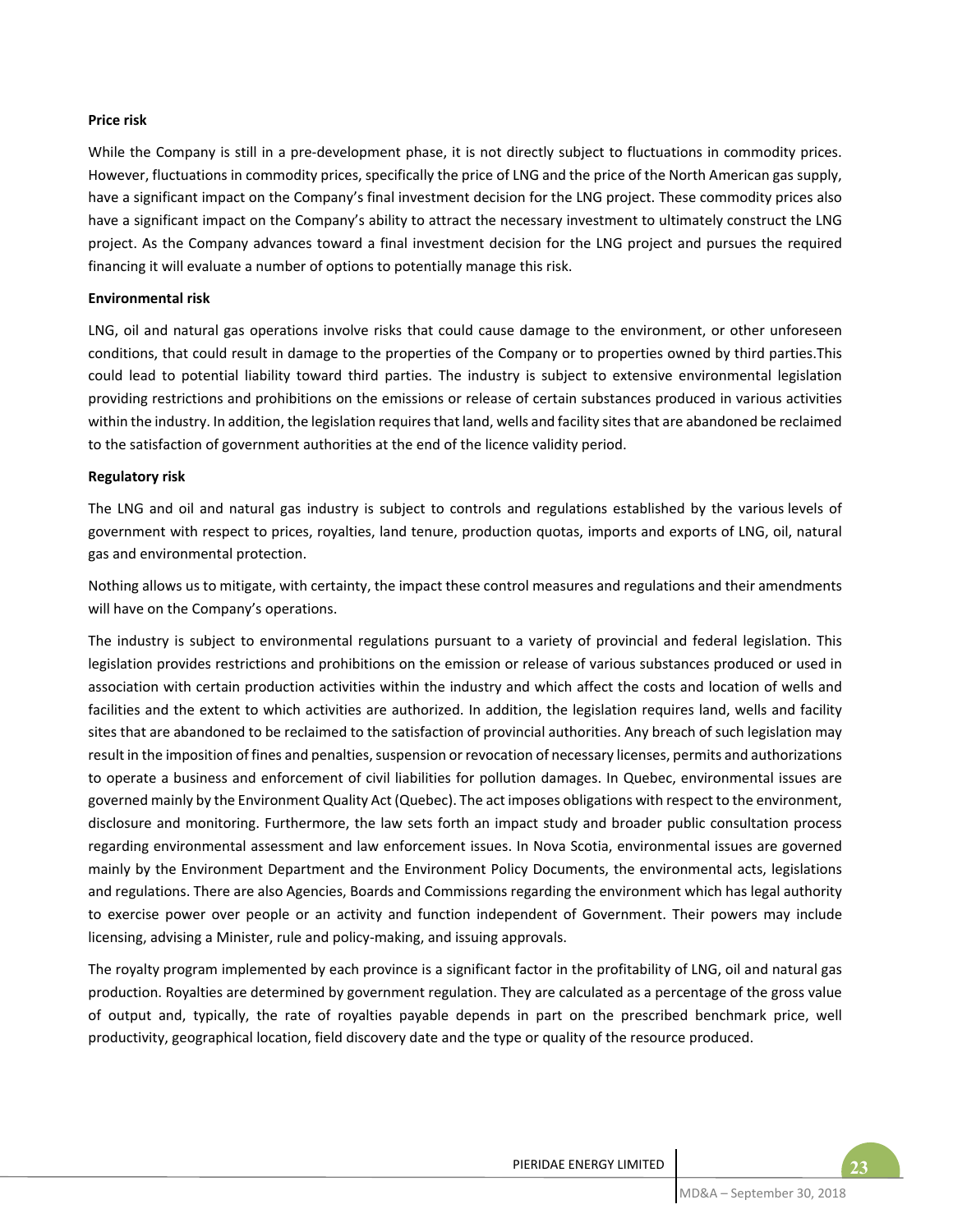**Price risk**

While the Company is still in a pre-development phase, it is not directly subject to fluctuations in commodity prices. However, fluctuations in commodity prices, specifically the price of LNG and the price of the North American gas supply, have a significant impact on the Company's final investment decision for the LNG project. These commodity prices also have a significant impact on the Company's ability to attract the necessary investment to ultimately construct the LNG project. As the Company advances toward a final investment decision for the LNG project and pursues the required financing it will evaluate a number of options to potentially manage this risk.

**Environmental risk**

LNG, oil and natural gas operations involve risks that could cause damage to the environment, or other unforeseen conditions, that could result in damage to the properties of the Company or to properties owned by third parties.This could lead to potential liability toward third parties. The industry is subject to extensive environmental legislation providing restrictions and prohibitions on the emissions or release of certain substances produced in various activities within the industry. In addition, the legislation requires that land, wells and facility sites that are abandoned be reclaimed to the satisfaction of government authorities at the end of the licence validity period.

**Regulatory risk**

The LNG and oil and natural gas industry is subject to controls and regulations established by the various levels of government with respect to prices, royalties, land tenure, production quotas, imports and exports of LNG, oil, natural gas and environmental protection.

Nothing allows us to mitigate, with certainty, the impact these control measures and regulations and their amendments will have on the Company's operations.

The industry is subject to environmental regulations pursuant to a variety of provincial and federal legislation. This legislation provides restrictions and prohibitions on the emission or release of various substances produced or used in association with certain production activities within the industry and which affect the costs and location of wells and facilities and the extent to which activities are authorized. In addition, the legislation requires land, wells and facility sites that are abandoned to be reclaimed to the satisfaction of provincial authorities. Any breach of such legislation may result in the imposition of fines and penalties, suspension or revocation of necessary licenses, permits and authorizations to operate a business and enforcement of civil liabilities for pollution damages. In Quebec, environmental issues are governed mainly by the Environment Quality Act (Quebec). The act imposes obligations with respect to the environment, disclosure and monitoring. Furthermore, the law sets forth an impact study and broader public consultation process regarding environmental assessment and law enforcement issues. In Nova Scotia, environmental issues are governed mainly by the Environment Department and the Environment Policy Documents, the environmental acts, legislations and regulations. There are also Agencies, Boards and Commissions regarding the environment which has legal authority to exercise power over people or an activity and function independent of Government. Their powers may include licensing, advising a Minister, rule and policy-making, and issuing approvals.

The royalty program implemented by each province is a significant factor in the profitability of LNG, oil and natural gas production. Royalties are determined by government regulation. They are calculated as a percentage of the gross value of output and, typically, the rate of royalties payable depends in part on the prescribed benchmark price, well productivity, geographical location, field discovery date and the type or quality of the resource produced.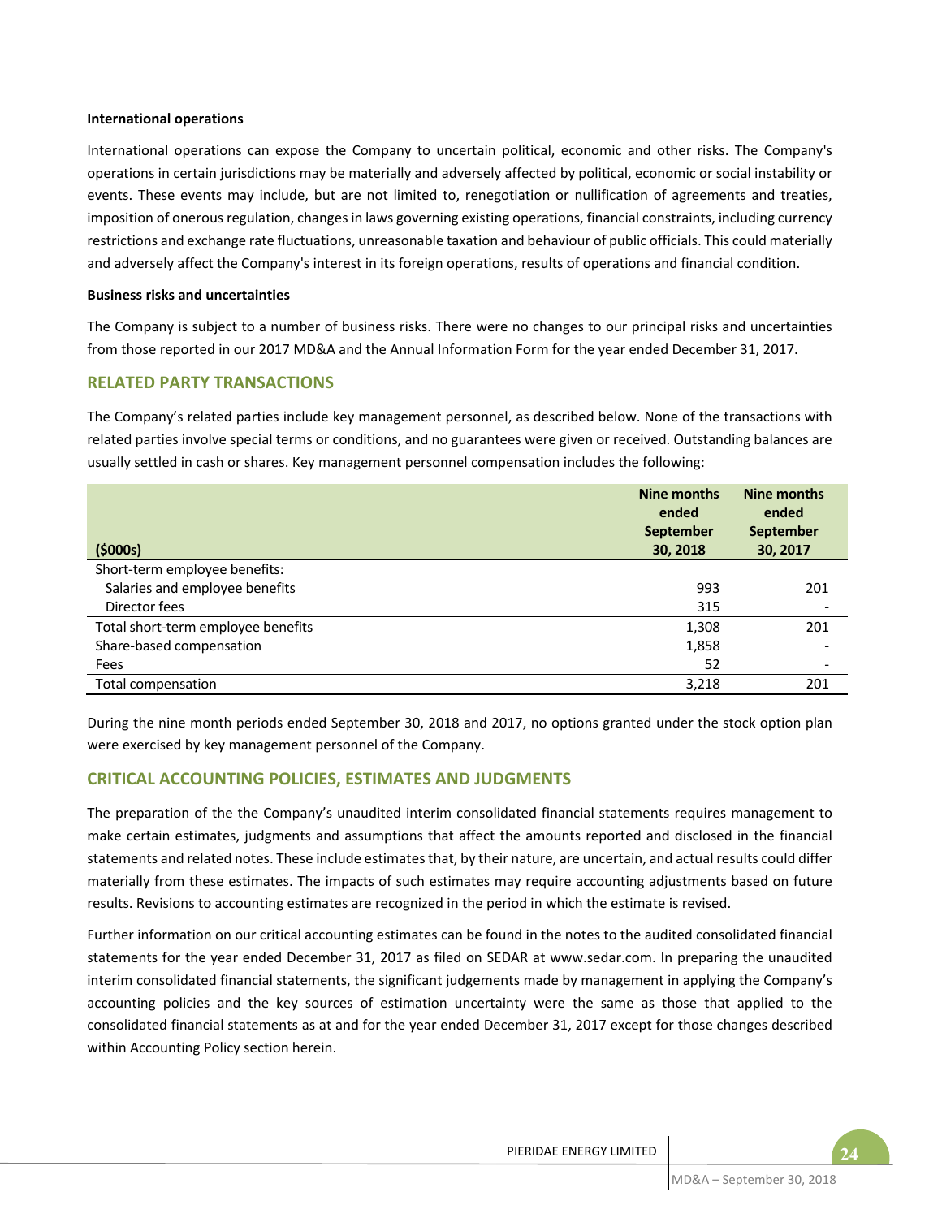**International operations**

International operations can expose the Company to uncertain political, economic and other risks. The Company's operations in certain jurisdictions may be materially and adversely affected by political, economic or social instability or events. These events may include, but are not limited to, renegotiation or nullification of agreements and treaties, imposition of onerous regulation, changes in laws governing existing operations, financial constraints, including currency restrictions and exchange rate fluctuations, unreasonable taxation and behaviour of public officials. This could materially and adversely affect the Company's interest in its foreign operations, results of operations and financial condition.

**Business risks and uncertainties**

The Company is subject to a number of business risks. There were no changes to our principal risks and uncertainties from those reported in our 2017 MD&A and the Annual Information Form for the year ended December 31, 2017.

## RELATED PARTY TRANSACTIONS

The Company's related parties include key management personnel, as described below. None of the transactions with related parties involve special terms or conditions, and no guarantees were given or received. Outstanding balances are usually settled in cash or shares. Key management personnel compensation includes the following:

| ($000s) | Nine months ended September 30, 2018 | Nine months ended September 30, 2017 |
|---|---|---|
| Short-term employee benefits: | | |
| Salaries and employee benefits | 993 | 201 |
| Director fees | 315 | - |
| Total short-term employee benefits | 1,308 | 201 |
| Share-based compensation | 1,858 | - |
| Fees | 52 | - |
| Total compensation | 3,218 | 201 |

During the nine month periods ended September 30, 2018 and 2017, no options granted under the stock option plan were exercised by key management personnel of the Company.

## CRITICAL ACCOUNTING POLICIES, ESTIMATES AND JUDGMENTS

The preparation of the the Company's unaudited interim consolidated financial statements requires management to make certain estimates, judgments and assumptions that affect the amounts reported and disclosed in the financial statements and related notes. These include estimates that, by their nature, are uncertain, and actual results could differ materially from these estimates. The impacts of such estimates may require accounting adjustments based on future results. Revisions to accounting estimates are recognized in the period in which the estimate is revised.

Further information on our critical accounting estimates can be found in the notes to the audited consolidated financial statements for the year ended December 31, 2017 as filed on SEDAR at www.sedar.com. In preparing the unaudited interim consolidated financial statements, the significant judgements made by management in applying the Company's accounting policies and the key sources of estimation uncertainty were the same as those that applied to the consolidated financial statements as at and for the year ended December 31, 2017 except for those changes described within Accounting Policy section herein.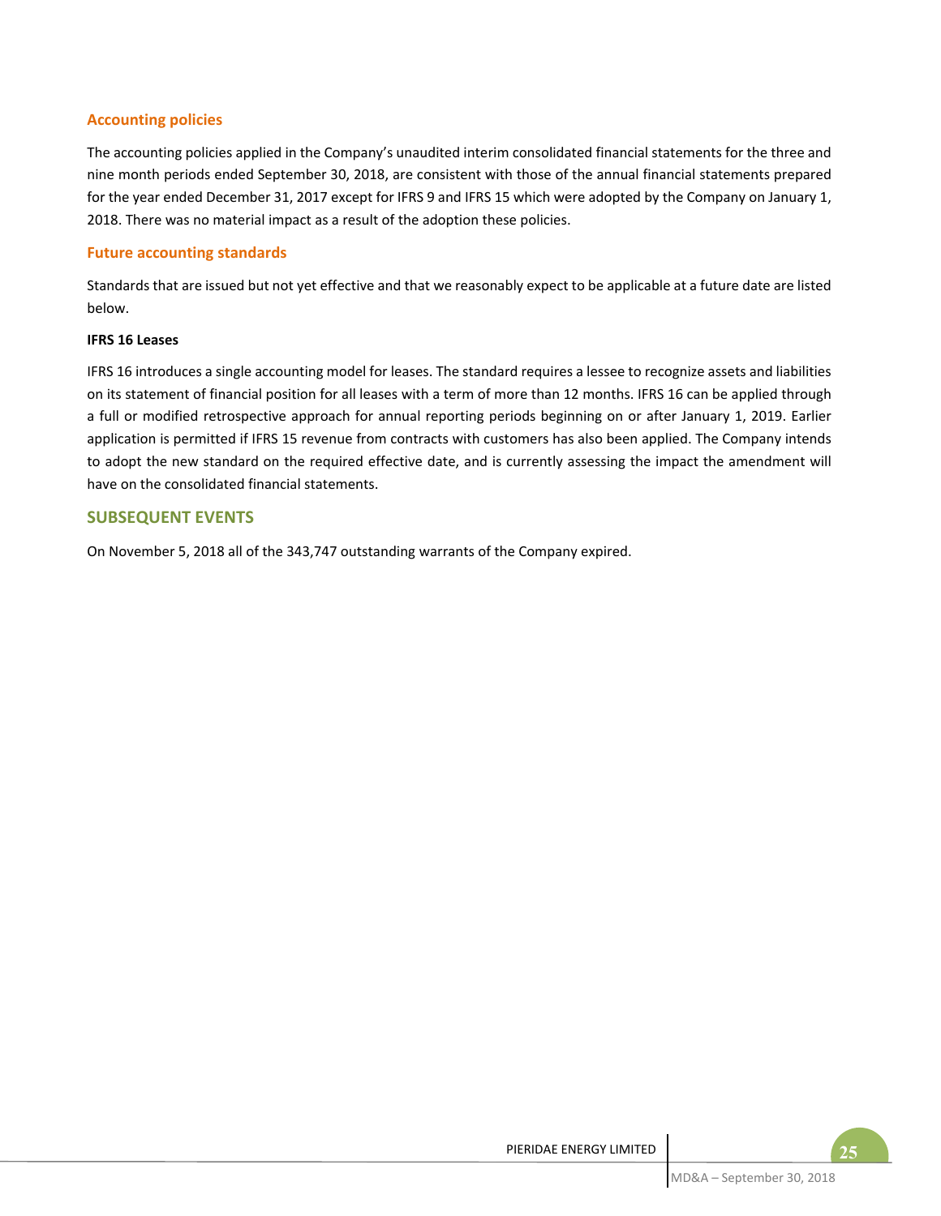### Accounting policies

The accounting policies applied in the Company's unaudited interim consolidated financial statements for the three and nine month periods ended September 30, 2018, are consistent with those of the annual financial statements prepared for the year ended December 31, 2017 except for IFRS 9 and IFRS 15 which were adopted by the Company on January 1, 2018. There was no material impact as a result of the adoption these policies.

### Future accounting standards

Standards that are issued but not yet effective and that we reasonably expect to be applicable at a future date are listed below.

**IFRS 16 Leases**

IFRS 16 introduces a single accounting model for leases. The standard requires a lessee to recognize assets and liabilities on its statement of financial position for all leases with a term of more than 12 months. IFRS 16 can be applied through a full or modified retrospective approach for annual reporting periods beginning on or after January 1, 2019. Earlier application is permitted if IFRS 15 revenue from contracts with customers has also been applied. The Company intends to adopt the new standard on the required effective date, and is currently assessing the impact the amendment will have on the consolidated financial statements.

## SUBSEQUENT EVENTS

On November 5, 2018 all of the 343,747 outstanding warrants of the Company expired.